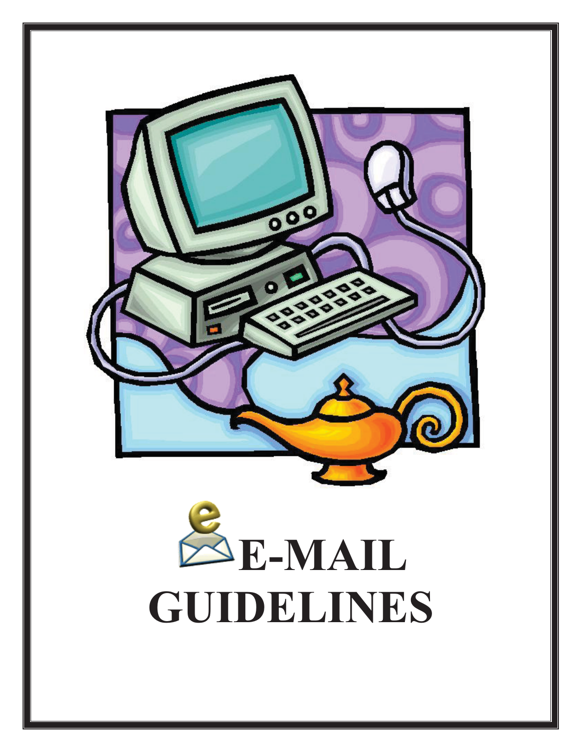# E-MAIL GUIDELINES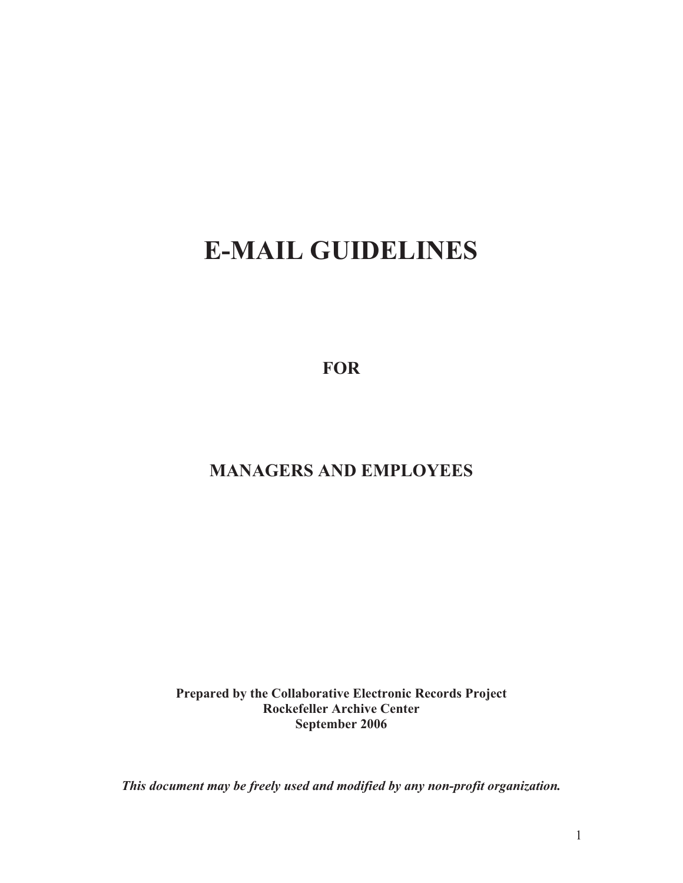# E-MAIL GUIDELINES

## FOR

## MANAGERS AND EMPLOYEES

**Prepared by the Collaborative Electronic Records Project**
**Rockefeller Archive Center**
**September 2006**

***This document may be freely used and modified by any non-profit organization.***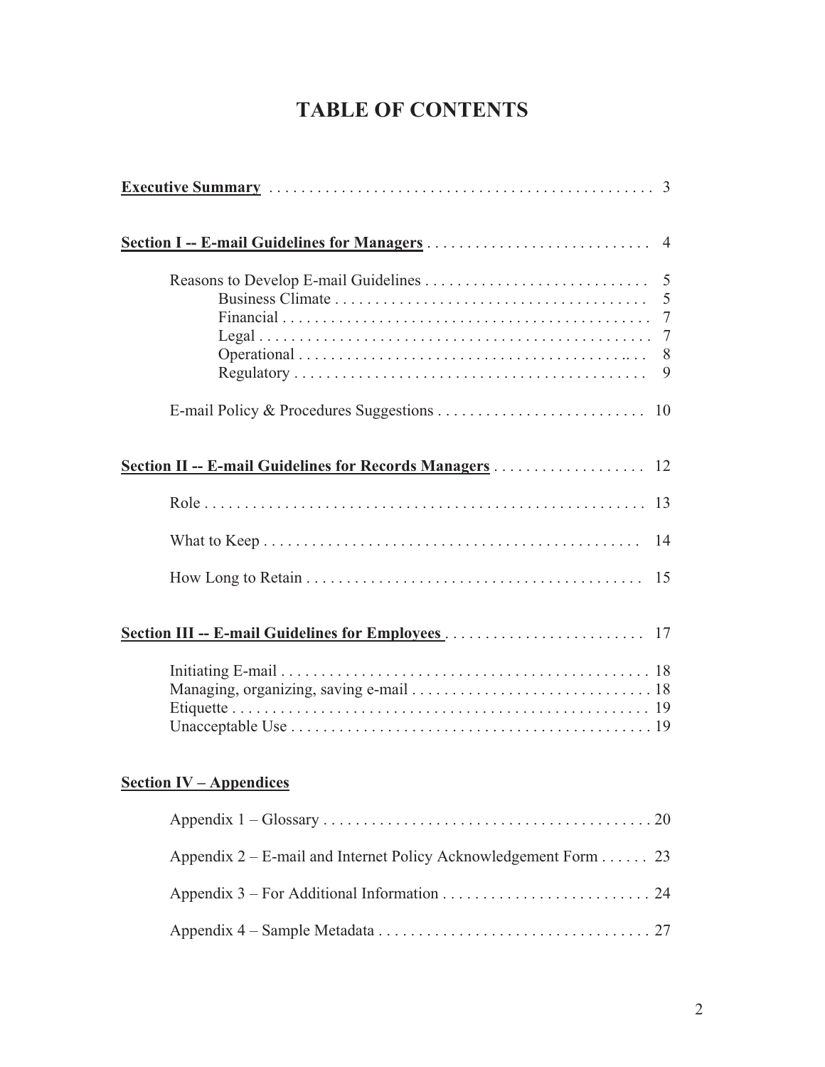# TABLE OF CONTENTS

**Executive Summary** . . . . . . . . . . . . . . . . . . . . . . . . . . . . . . . . . . . . . . . . . . . . . . 3

**Section I -- E-mail Guidelines for Managers** . . . . . . . . . . . . . . . . . . . . . . . . . . . . 4

- Reasons to Develop E-mail Guidelines . . . . . . . . . . . . . . . . . . . . . . . . . . . . 5
  - Business Climate . . . . . . . . . . . . . . . . . . . . . . . . . . . . . . . . . . . . . . 5
  - Financial . . . . . . . . . . . . . . . . . . . . . . . . . . . . . . . . . . . . . . . . . . . . 7
  - Legal . . . . . . . . . . . . . . . . . . . . . . . . . . . . . . . . . . . . . . . . . . . . . . . 7
  - Operational . . . . . . . . . . . . . . . . . . . . . . . . . . . . . . . . . . . . . . . . . . . 8
  - Regulatory . . . . . . . . . . . . . . . . . . . . . . . . . . . . . . . . . . . . . . . . . . . 9
- E-mail Policy & Procedures Suggestions . . . . . . . . . . . . . . . . . . . . . . . . . . 10

**Section II -- E-mail Guidelines for Records Managers** . . . . . . . . . . . . . . . . . . . 12

- Role . . . . . . . . . . . . . . . . . . . . . . . . . . . . . . . . . . . . . . . . . . . . . . . . . . . . . . 13
- What to Keep . . . . . . . . . . . . . . . . . . . . . . . . . . . . . . . . . . . . . . . . . . . . . . 14
- How Long to Retain . . . . . . . . . . . . . . . . . . . . . . . . . . . . . . . . . . . . . . . . . 15

**Section III -- E-mail Guidelines for Employees** . . . . . . . . . . . . . . . . . . . . . . . . . 17

- Initiating E-mail . . . . . . . . . . . . . . . . . . . . . . . . . . . . . . . . . . . . . . . . . . . . . 18
- Managing, organizing, saving e-mail . . . . . . . . . . . . . . . . . . . . . . . . . . . . . 18
- Etiquette . . . . . . . . . . . . . . . . . . . . . . . . . . . . . . . . . . . . . . . . . . . . . . . . . . . 19
- Unacceptable Use . . . . . . . . . . . . . . . . . . . . . . . . . . . . . . . . . . . . . . . . . . . . 19

**Section IV – Appendices**

- Appendix 1 – Glossary . . . . . . . . . . . . . . . . . . . . . . . . . . . . . . . . . . . . . . . . . 20
- Appendix 2 – E-mail and Internet Policy Acknowledgement Form . . . . . . 23
- Appendix 3 – For Additional Information . . . . . . . . . . . . . . . . . . . . . . . . . . 24
- Appendix 4 – Sample Metadata . . . . . . . . . . . . . . . . . . . . . . . . . . . . . . . . . 27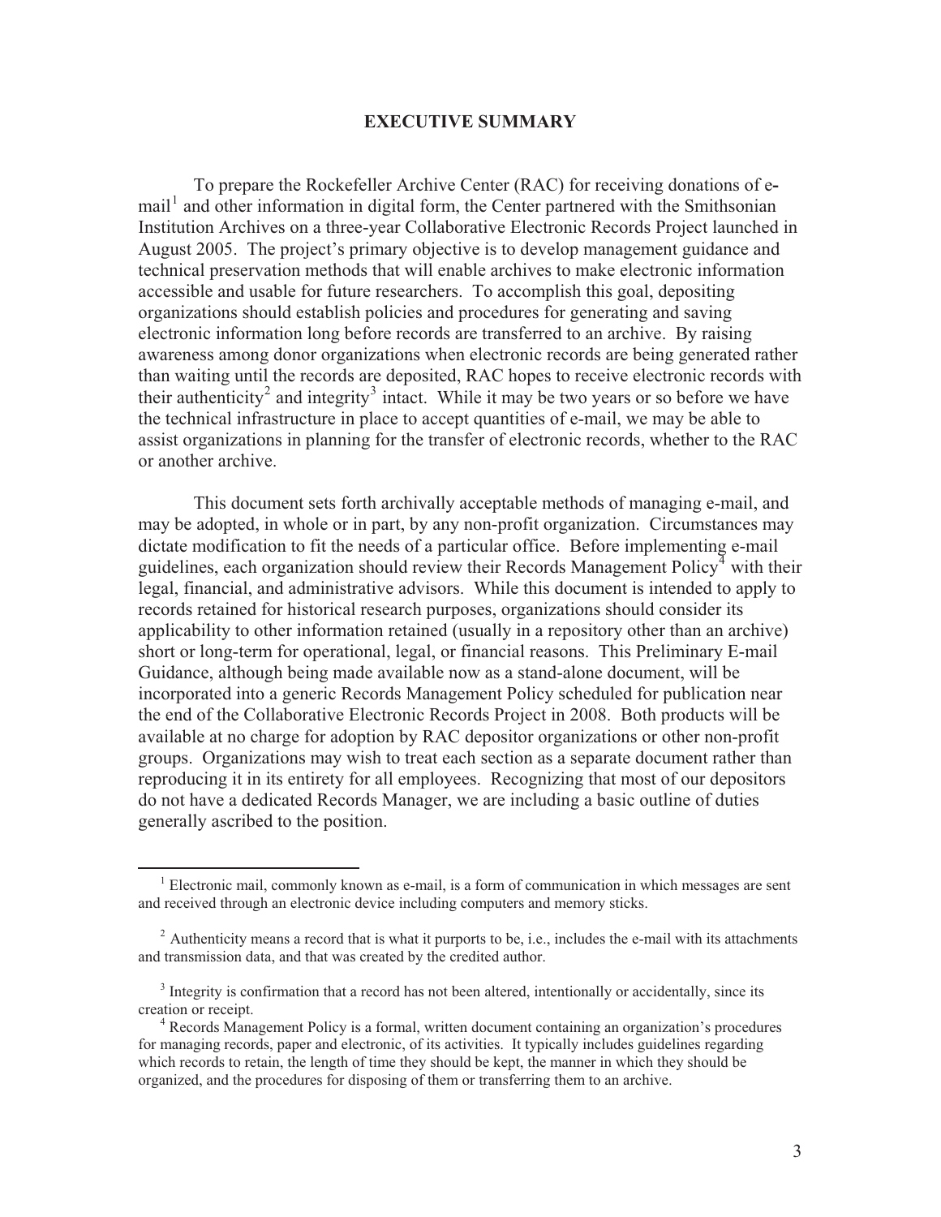# EXECUTIVE SUMMARY

To prepare the Rockefeller Archive Center (RAC) for receiving donations of e-mail[1] and other information in digital form, the Center partnered with the Smithsonian Institution Archives on a three-year Collaborative Electronic Records Project launched in August 2005. The project's primary objective is to develop management guidance and technical preservation methods that will enable archives to make electronic information accessible and usable for future researchers. To accomplish this goal, depositing organizations should establish policies and procedures for generating and saving electronic information long before records are transferred to an archive. By raising awareness among donor organizations when electronic records are being generated rather than waiting until the records are deposited, RAC hopes to receive electronic records with their authenticity[2] and integrity[3] intact. While it may be two years or so before we have the technical infrastructure in place to accept quantities of e-mail, we may be able to assist organizations in planning for the transfer of electronic records, whether to the RAC or another archive.

This document sets forth archivally acceptable methods of managing e-mail, and may be adopted, in whole or in part, by any non-profit organization. Circumstances may dictate modification to fit the needs of a particular office. Before implementing e-mail guidelines, each organization should review their Records Management Policy[4] with their legal, financial, and administrative advisors. While this document is intended to apply to records retained for historical research purposes, organizations should consider its applicability to other information retained (usually in a repository other than an archive) short or long-term for operational, legal, or financial reasons. This Preliminary E-mail Guidance, although being made available now as a stand-alone document, will be incorporated into a generic Records Management Policy scheduled for publication near the end of the Collaborative Electronic Records Project in 2008. Both products will be available at no charge for adoption by RAC depositor organizations or other non-profit groups. Organizations may wish to treat each section as a separate document rather than reproducing it in its entirety for all employees. Recognizing that most of our depositors do not have a dedicated Records Manager, we are including a basic outline of duties generally ascribed to the position.

---

[1] Electronic mail, commonly known as e-mail, is a form of communication in which messages are sent and received through an electronic device including computers and memory sticks.

[2] Authenticity means a record that is what it purports to be, i.e., includes the e-mail with its attachments and transmission data, and that was created by the credited author.

[3] Integrity is confirmation that a record has not been altered, intentionally or accidentally, since its creation or receipt.

[4] Records Management Policy is a formal, written document containing an organization's procedures for managing records, paper and electronic, of its activities. It typically includes guidelines regarding which records to retain, the length of time they should be kept, the manner in which they should be organized, and the procedures for disposing of them or transferring them to an archive.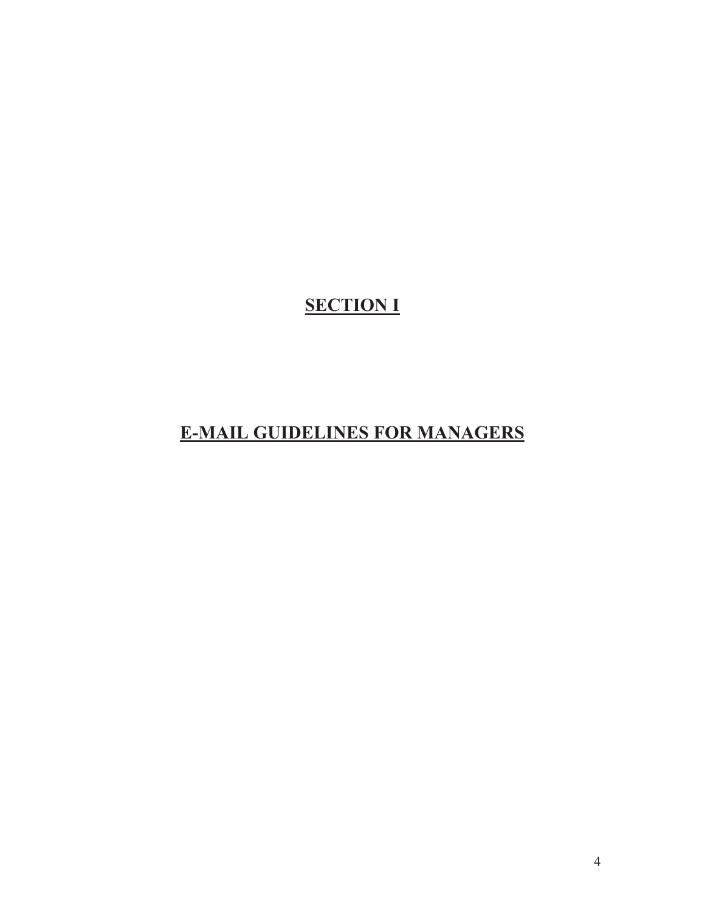# SECTION I

# E-MAIL GUIDELINES FOR MANAGERS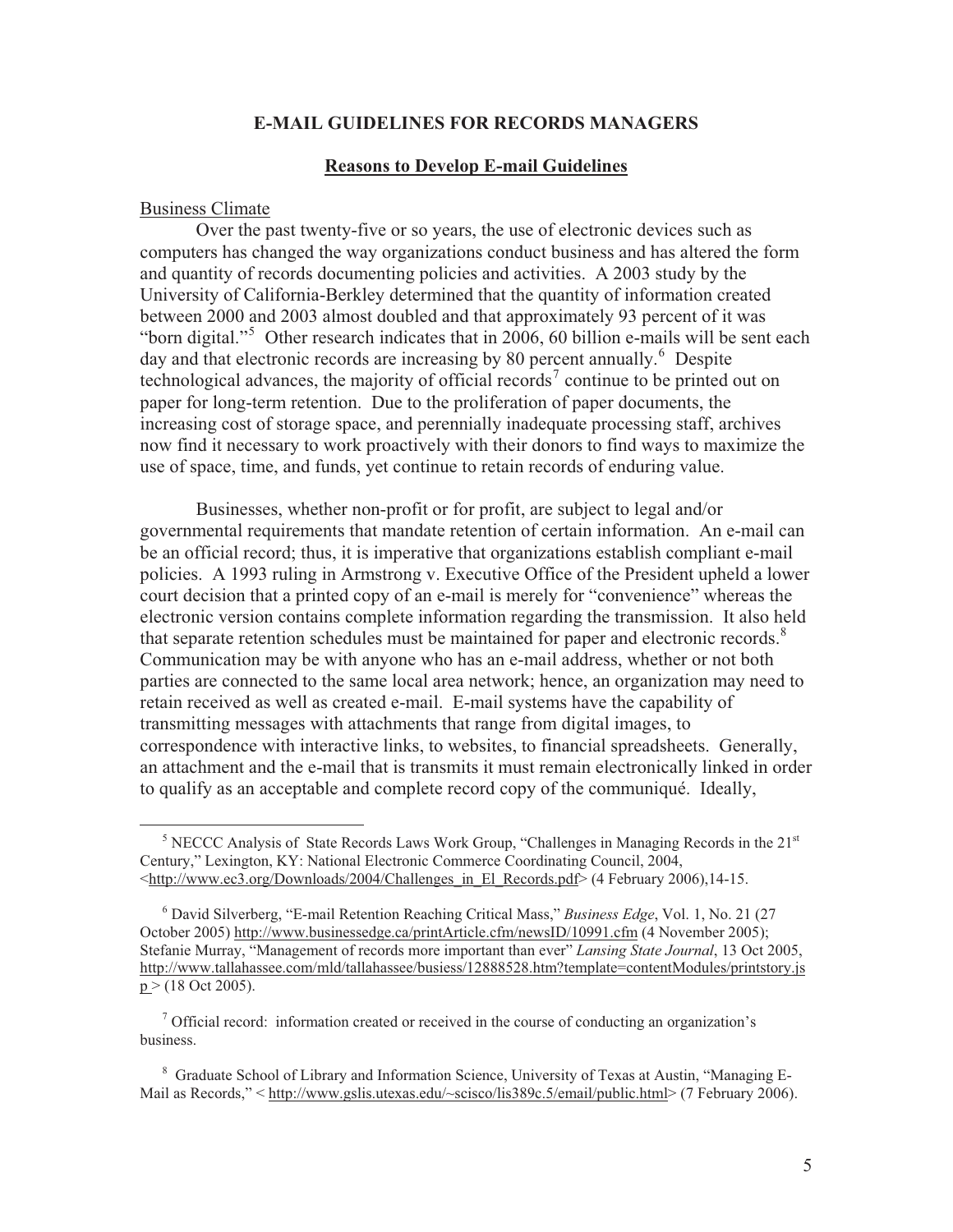## E-MAIL GUIDELINES FOR RECORDS MANAGERS

### Reasons to Develop E-mail Guidelines

Business Climate

Over the past twenty-five or so years, the use of electronic devices such as computers has changed the way organizations conduct business and has altered the form and quantity of records documenting policies and activities. A 2003 study by the University of California-Berkley determined that the quantity of information created between 2000 and 2003 almost doubled and that approximately 93 percent of it was "born digital."[5] Other research indicates that in 2006, 60 billion e-mails will be sent each day and that electronic records are increasing by 80 percent annually.[6] Despite technological advances, the majority of official records[7] continue to be printed out on paper for long-term retention. Due to the proliferation of paper documents, the increasing cost of storage space, and perennially inadequate processing staff, archives now find it necessary to work proactively with their donors to find ways to maximize the use of space, time, and funds, yet continue to retain records of enduring value.

Businesses, whether non-profit or for profit, are subject to legal and/or governmental requirements that mandate retention of certain information. An e-mail can be an official record; thus, it is imperative that organizations establish compliant e-mail policies. A 1993 ruling in Armstrong v. Executive Office of the President upheld a lower court decision that a printed copy of an e-mail is merely for "convenience" whereas the electronic version contains complete information regarding the transmission. It also held that separate retention schedules must be maintained for paper and electronic records.[8] Communication may be with anyone who has an e-mail address, whether or not both parties are connected to the same local area network; hence, an organization may need to retain received as well as created e-mail. E-mail systems have the capability of transmitting messages with attachments that range from digital images, to correspondence with interactive links, to websites, to financial spreadsheets. Generally, an attachment and the e-mail that is transmits it must remain electronically linked in order to qualify as an acceptable and complete record copy of the communiqué. Ideally,

---

[5] NECCC Analysis of State Records Laws Work Group, "Challenges in Managing Records in the 21st Century," Lexington, KY: National Electronic Commerce Coordinating Council, 2004, <http://www.ec3.org/Downloads/2004/Challenges_in_El_Records.pdf> (4 February 2006),14-15.

[6] David Silverberg, "E-mail Retention Reaching Critical Mass," *Business Edge*, Vol. 1, No. 21 (27 October 2005) http://www.businessedge.ca/printArticle.cfm/newsID/10991.cfm (4 November 2005); Stefanie Murray, "Management of records more important than ever" *Lansing State Journal*, 13 Oct 2005, http://www.tallahassee.com/mld/tallahassee/busiess/12888528.htm?template=contentModules/printstory.jsp > (18 Oct 2005).

[7] Official record: information created or received in the course of conducting an organization's business.

[8] Graduate School of Library and Information Science, University of Texas at Austin, "Managing E-Mail as Records," < http://www.gslis.utexas.edu/~scisco/lis389c.5/email/public.html> (7 February 2006).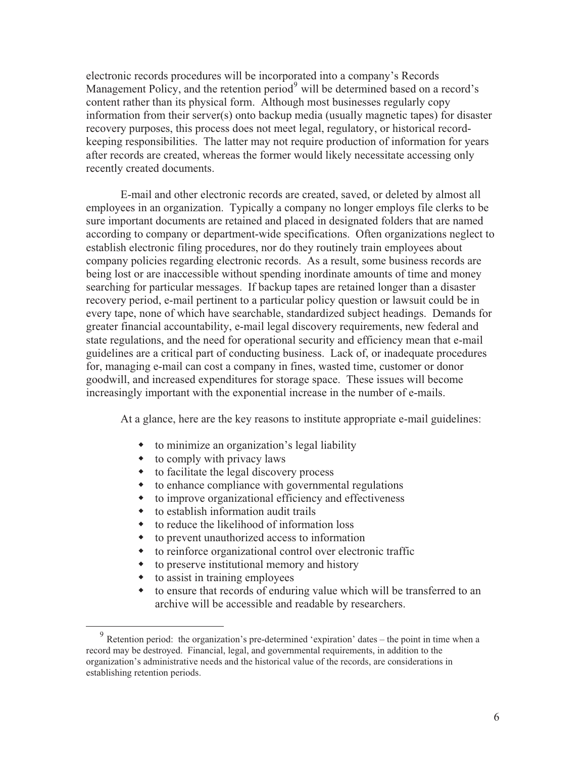electronic records procedures will be incorporated into a company's Records Management Policy, and the retention period[9] will be determined based on a record's content rather than its physical form. Although most businesses regularly copy information from their server(s) onto backup media (usually magnetic tapes) for disaster recovery purposes, this process does not meet legal, regulatory, or historical record-keeping responsibilities. The latter may not require production of information for years after records are created, whereas the former would likely necessitate accessing only recently created documents.

E-mail and other electronic records are created, saved, or deleted by almost all employees in an organization. Typically a company no longer employs file clerks to be sure important documents are retained and placed in designated folders that are named according to company or department-wide specifications. Often organizations neglect to establish electronic filing procedures, nor do they routinely train employees about company policies regarding electronic records. As a result, some business records are being lost or are inaccessible without spending inordinate amounts of time and money searching for particular messages. If backup tapes are retained longer than a disaster recovery period, e-mail pertinent to a particular policy question or lawsuit could be in every tape, none of which have searchable, standardized subject headings. Demands for greater financial accountability, e-mail legal discovery requirements, new federal and state regulations, and the need for operational security and efficiency mean that e-mail guidelines are a critical part of conducting business. Lack of, or inadequate procedures for, managing e-mail can cost a company in fines, wasted time, customer or donor goodwill, and increased expenditures for storage space. These issues will become increasingly important with the exponential increase in the number of e-mails.

At a glance, here are the key reasons to institute appropriate e-mail guidelines:

- to minimize an organization's legal liability
- to comply with privacy laws
- to facilitate the legal discovery process
- to enhance compliance with governmental regulations
- to improve organizational efficiency and effectiveness
- to establish information audit trails
- to reduce the likelihood of information loss
- to prevent unauthorized access to information
- to reinforce organizational control over electronic traffic
- to preserve institutional memory and history
- to assist in training employees
- to ensure that records of enduring value which will be transferred to an archive will be accessible and readable by researchers.

[9] Retention period: the organization's pre-determined 'expiration' dates – the point in time when a record may be destroyed. Financial, legal, and governmental requirements, in addition to the organization's administrative needs and the historical value of the records, are considerations in establishing retention periods.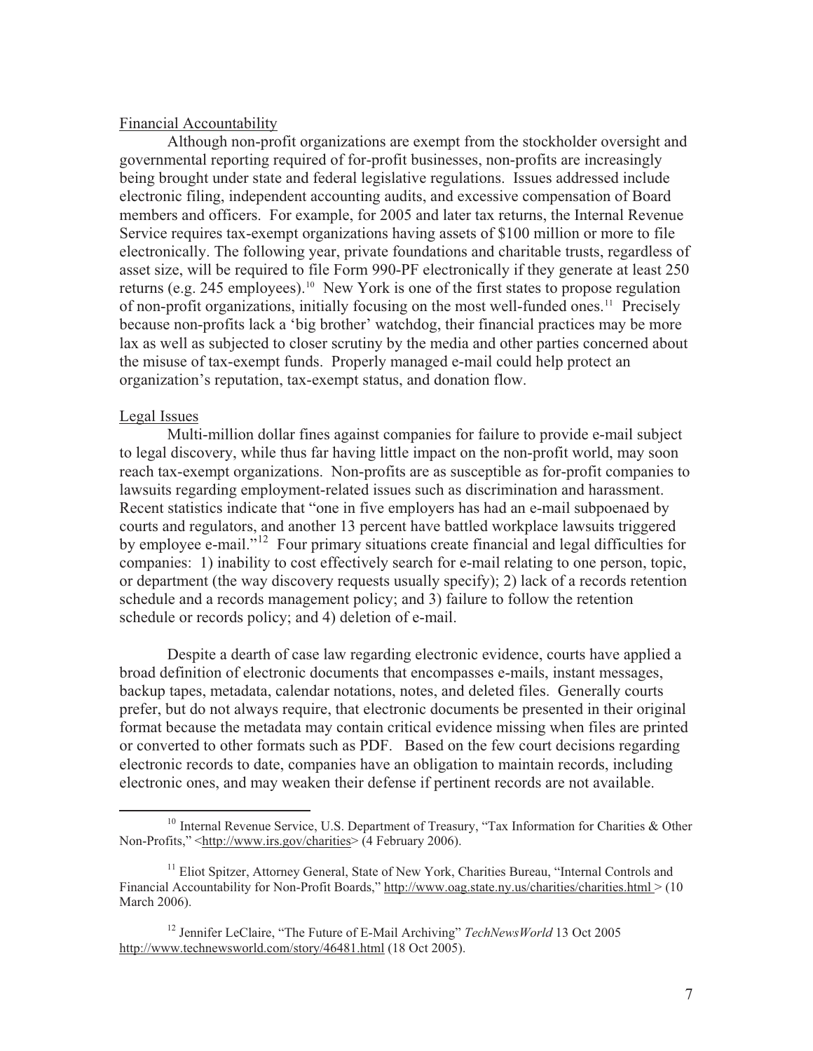Financial Accountability

Although non-profit organizations are exempt from the stockholder oversight and governmental reporting required of for-profit businesses, non-profits are increasingly being brought under state and federal legislative regulations. Issues addressed include electronic filing, independent accounting audits, and excessive compensation of Board members and officers. For example, for 2005 and later tax returns, the Internal Revenue Service requires tax-exempt organizations having assets of $100 million or more to file electronically. The following year, private foundations and charitable trusts, regardless of asset size, will be required to file Form 990-PF electronically if they generate at least 250 returns (e.g. 245 employees).[10] New York is one of the first states to propose regulation of non-profit organizations, initially focusing on the most well-funded ones.[11] Precisely because non-profits lack a 'big brother' watchdog, their financial practices may be more lax as well as subjected to closer scrutiny by the media and other parties concerned about the misuse of tax-exempt funds. Properly managed e-mail could help protect an organization's reputation, tax-exempt status, and donation flow.

Legal Issues

Multi-million dollar fines against companies for failure to provide e-mail subject to legal discovery, while thus far having little impact on the non-profit world, may soon reach tax-exempt organizations. Non-profits are as susceptible as for-profit companies to lawsuits regarding employment-related issues such as discrimination and harassment. Recent statistics indicate that "one in five employers has had an e-mail subpoenaed by courts and regulators, and another 13 percent have battled workplace lawsuits triggered by employee e-mail."[12] Four primary situations create financial and legal difficulties for companies: 1) inability to cost effectively search for e-mail relating to one person, topic, or department (the way discovery requests usually specify); 2) lack of a records retention schedule and a records management policy; and 3) failure to follow the retention schedule or records policy; and 4) deletion of e-mail.

Despite a dearth of case law regarding electronic evidence, courts have applied a broad definition of electronic documents that encompasses e-mails, instant messages, backup tapes, metadata, calendar notations, notes, and deleted files. Generally courts prefer, but do not always require, that electronic documents be presented in their original format because the metadata may contain critical evidence missing when files are printed or converted to other formats such as PDF. Based on the few court decisions regarding electronic records to date, companies have an obligation to maintain records, including electronic ones, and may weaken their defense if pertinent records are not available.

---

[10] Internal Revenue Service, U.S. Department of Treasury, "Tax Information for Charities & Other Non-Profits," <http://www.irs.gov/charities> (4 February 2006).

[11] Eliot Spitzer, Attorney General, State of New York, Charities Bureau, "Internal Controls and Financial Accountability for Non-Profit Boards," http://www.oag.state.ny.us/charities/charities.html > (10 March 2006).

[12] Jennifer LeClaire, "The Future of E-Mail Archiving" *TechNewsWorld* 13 Oct 2005 http://www.technewsworld.com/story/46481.html (18 Oct 2005).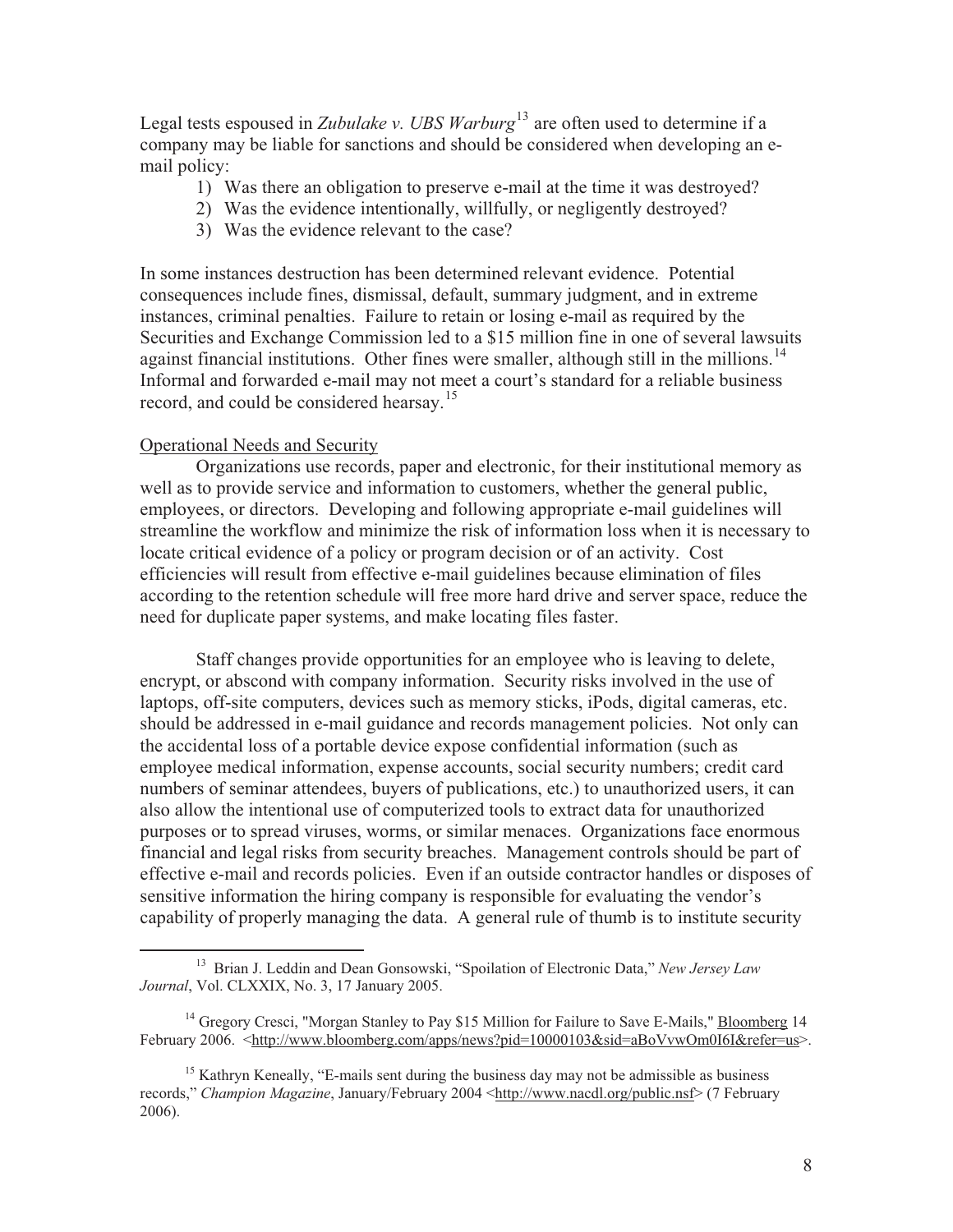Legal tests espoused in *Zubulake v. UBS Warburg*[13] are often used to determine if a company may be liable for sanctions and should be considered when developing an e-mail policy:

1) Was there an obligation to preserve e-mail at the time it was destroyed?
2) Was the evidence intentionally, willfully, or negligently destroyed?
3) Was the evidence relevant to the case?

In some instances destruction has been determined relevant evidence. Potential consequences include fines, dismissal, default, summary judgment, and in extreme instances, criminal penalties. Failure to retain or losing e-mail as required by the Securities and Exchange Commission led to a $15 million fine in one of several lawsuits against financial institutions. Other fines were smaller, although still in the millions.[14] Informal and forwarded e-mail may not meet a court's standard for a reliable business record, and could be considered hearsay.[15]

<u>Operational Needs and Security</u>

Organizations use records, paper and electronic, for their institutional memory as well as to provide service and information to customers, whether the general public, employees, or directors. Developing and following appropriate e-mail guidelines will streamline the workflow and minimize the risk of information loss when it is necessary to locate critical evidence of a policy or program decision or of an activity. Cost efficiencies will result from effective e-mail guidelines because elimination of files according to the retention schedule will free more hard drive and server space, reduce the need for duplicate paper systems, and make locating files faster.

Staff changes provide opportunities for an employee who is leaving to delete, encrypt, or abscond with company information. Security risks involved in the use of laptops, off-site computers, devices such as memory sticks, iPods, digital cameras, etc. should be addressed in e-mail guidance and records management policies. Not only can the accidental loss of a portable device expose confidential information (such as employee medical information, expense accounts, social security numbers; credit card numbers of seminar attendees, buyers of publications, etc.) to unauthorized users, it can also allow the intentional use of computerized tools to extract data for unauthorized purposes or to spread viruses, worms, or similar menaces. Organizations face enormous financial and legal risks from security breaches. Management controls should be part of effective e-mail and records policies. Even if an outside contractor handles or disposes of sensitive information the hiring company is responsible for evaluating the vendor's capability of properly managing the data. A general rule of thumb is to institute security

---

[13] Brian J. Leddin and Dean Gonsowski, "Spoilation of Electronic Data," *New Jersey Law Journal*, Vol. CLXXIX, No. 3, 17 January 2005.

[14] Gregory Cresci, "Morgan Stanley to Pay $15 Million for Failure to Save E-Mails," <u>Bloomberg</u> 14 February 2006. <<u>http://www.bloomberg.com/apps/news?pid=10000103&sid=aBoVvwOm0I6I&refer=us</u>>.

[15] Kathryn Keneally, "E-mails sent during the business day may not be admissible as business records," *Champion Magazine*, January/February 2004 <<u>http://www.nacdl.org/public.nsf</u>> (7 February 2006).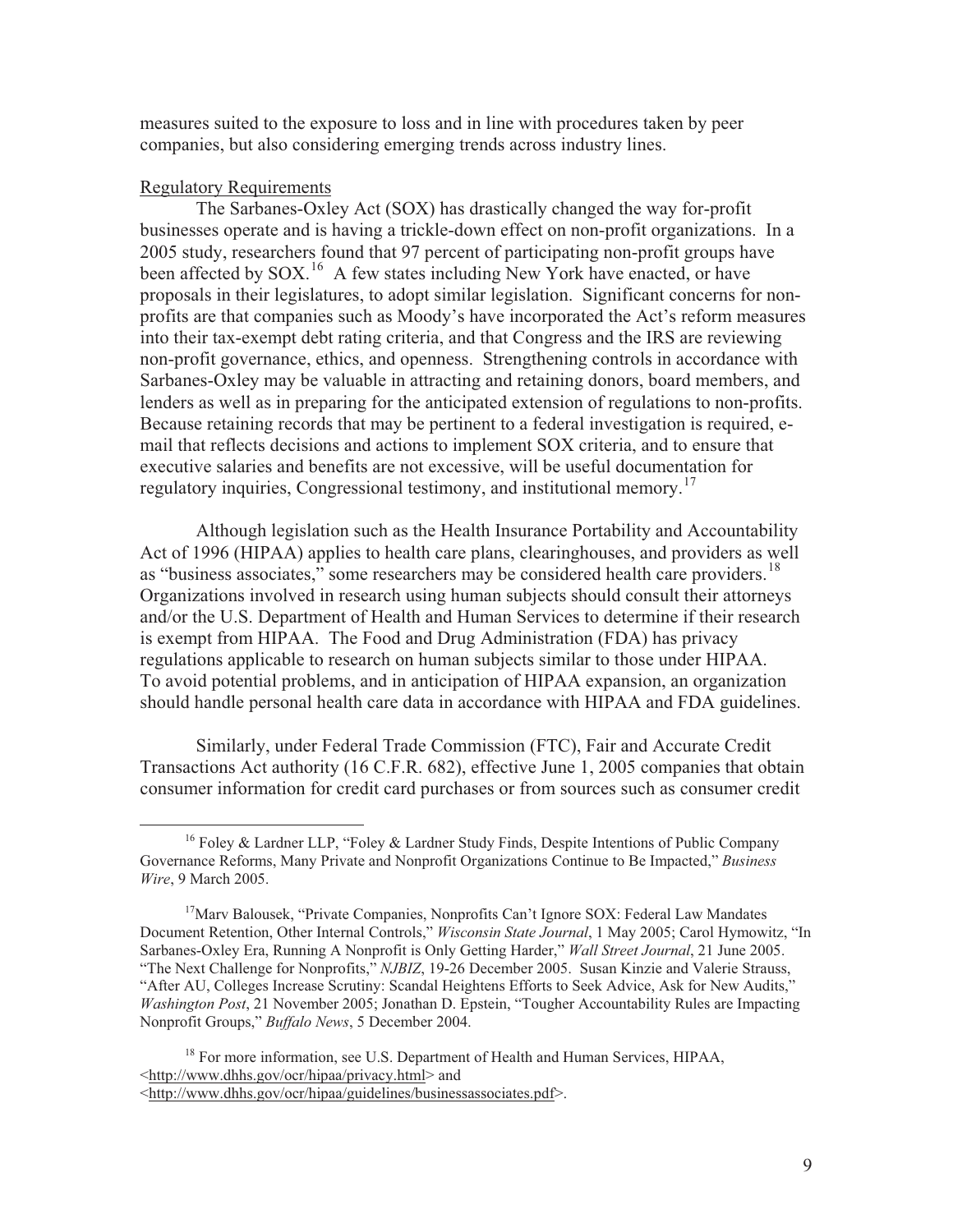measures suited to the exposure to loss and in line with procedures taken by peer companies, but also considering emerging trends across industry lines.

Regulatory Requirements

The Sarbanes-Oxley Act (SOX) has drastically changed the way for-profit businesses operate and is having a trickle-down effect on non-profit organizations. In a 2005 study, researchers found that 97 percent of participating non-profit groups have been affected by SOX.[16] A few states including New York have enacted, or have proposals in their legislatures, to adopt similar legislation. Significant concerns for non-profits are that companies such as Moody's have incorporated the Act's reform measures into their tax-exempt debt rating criteria, and that Congress and the IRS are reviewing non-profit governance, ethics, and openness. Strengthening controls in accordance with Sarbanes-Oxley may be valuable in attracting and retaining donors, board members, and lenders as well as in preparing for the anticipated extension of regulations to non-profits. Because retaining records that may be pertinent to a federal investigation is required, e-mail that reflects decisions and actions to implement SOX criteria, and to ensure that executive salaries and benefits are not excessive, will be useful documentation for regulatory inquiries, Congressional testimony, and institutional memory.[17]

Although legislation such as the Health Insurance Portability and Accountability Act of 1996 (HIPAA) applies to health care plans, clearinghouses, and providers as well as "business associates," some researchers may be considered health care providers.[18] Organizations involved in research using human subjects should consult their attorneys and/or the U.S. Department of Health and Human Services to determine if their research is exempt from HIPAA. The Food and Drug Administration (FDA) has privacy regulations applicable to research on human subjects similar to those under HIPAA. To avoid potential problems, and in anticipation of HIPAA expansion, an organization should handle personal health care data in accordance with HIPAA and FDA guidelines.

Similarly, under Federal Trade Commission (FTC), Fair and Accurate Credit Transactions Act authority (16 C.F.R. 682), effective June 1, 2005 companies that obtain consumer information for credit card purchases or from sources such as consumer credit

---

[16] Foley & Lardner LLP, "Foley & Lardner Study Finds, Despite Intentions of Public Company Governance Reforms, Many Private and Nonprofit Organizations Continue to Be Impacted," *Business Wire*, 9 March 2005.

[17] Marv Balousek, "Private Companies, Nonprofits Can't Ignore SOX: Federal Law Mandates Document Retention, Other Internal Controls," *Wisconsin State Journal*, 1 May 2005; Carol Hymowitz, "In Sarbanes-Oxley Era, Running A Nonprofit is Only Getting Harder," *Wall Street Journal*, 21 June 2005. "The Next Challenge for Nonprofits," *NJBIZ*, 19-26 December 2005. Susan Kinzie and Valerie Strauss, "After AU, Colleges Increase Scrutiny: Scandal Heightens Efforts to Seek Advice, Ask for New Audits," *Washington Post*, 21 November 2005; Jonathan D. Epstein, "Tougher Accountability Rules are Impacting Nonprofit Groups," *Buffalo News*, 5 December 2004.

[18] For more information, see U.S. Department of Health and Human Services, HIPAA, <http://www.dhhs.gov/ocr/hipaa/privacy.html> and <http://www.dhhs.gov/ocr/hipaa/guidelines/businessassociates.pdf>.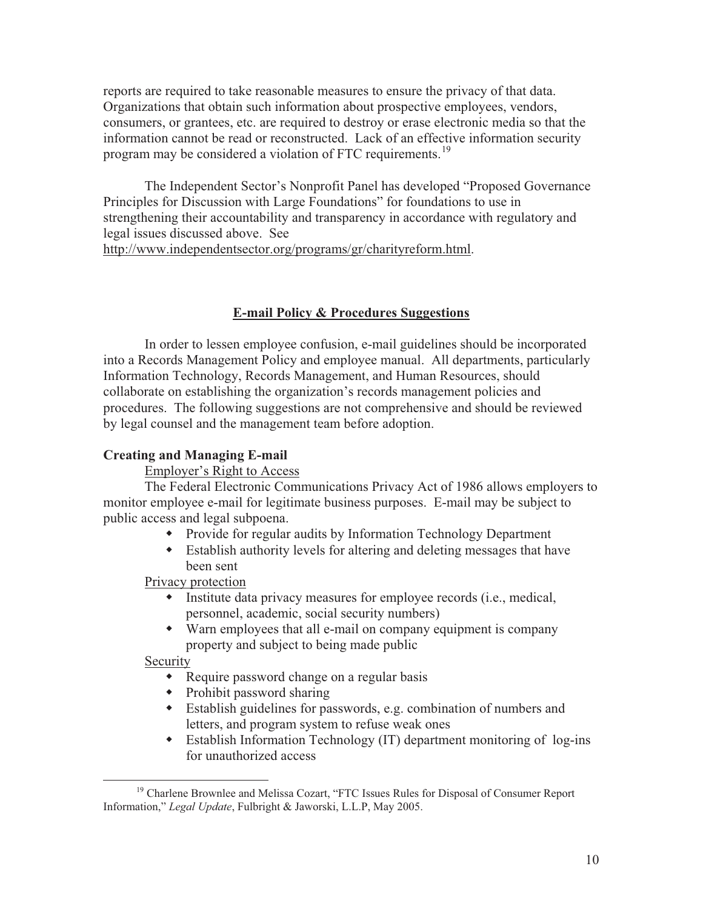reports are required to take reasonable measures to ensure the privacy of that data. Organizations that obtain such information about prospective employees, vendors, consumers, or grantees, etc. are required to destroy or erase electronic media so that the information cannot be read or reconstructed. Lack of an effective information security program may be considered a violation of FTC requirements.[19]

The Independent Sector's Nonprofit Panel has developed "Proposed Governance Principles for Discussion with Large Foundations" for foundations to use in strengthening their accountability and transparency in accordance with regulatory and legal issues discussed above. See http://www.independentsector.org/programs/gr/charityreform.html.

## E-mail Policy & Procedures Suggestions

In order to lessen employee confusion, e-mail guidelines should be incorporated into a Records Management Policy and employee manual. All departments, particularly Information Technology, Records Management, and Human Resources, should collaborate on establishing the organization's records management policies and procedures. The following suggestions are not comprehensive and should be reviewed by legal counsel and the management team before adoption.

### Creating and Managing E-mail

Employer's Right to Access

The Federal Electronic Communications Privacy Act of 1986 allows employers to monitor employee e-mail for legitimate business purposes. E-mail may be subject to public access and legal subpoena.

- Provide for regular audits by Information Technology Department
- Establish authority levels for altering and deleting messages that have been sent

Privacy protection

- Institute data privacy measures for employee records (i.e., medical, personnel, academic, social security numbers)
- Warn employees that all e-mail on company equipment is company property and subject to being made public

Security

- Require password change on a regular basis
- Prohibit password sharing
- Establish guidelines for passwords, e.g. combination of numbers and letters, and program system to refuse weak ones
- Establish Information Technology (IT) department monitoring of log-ins for unauthorized access

[19] Charlene Brownlee and Melissa Cozart, "FTC Issues Rules for Disposal of Consumer Report Information," *Legal Update*, Fulbright & Jaworski, L.L.P, May 2005.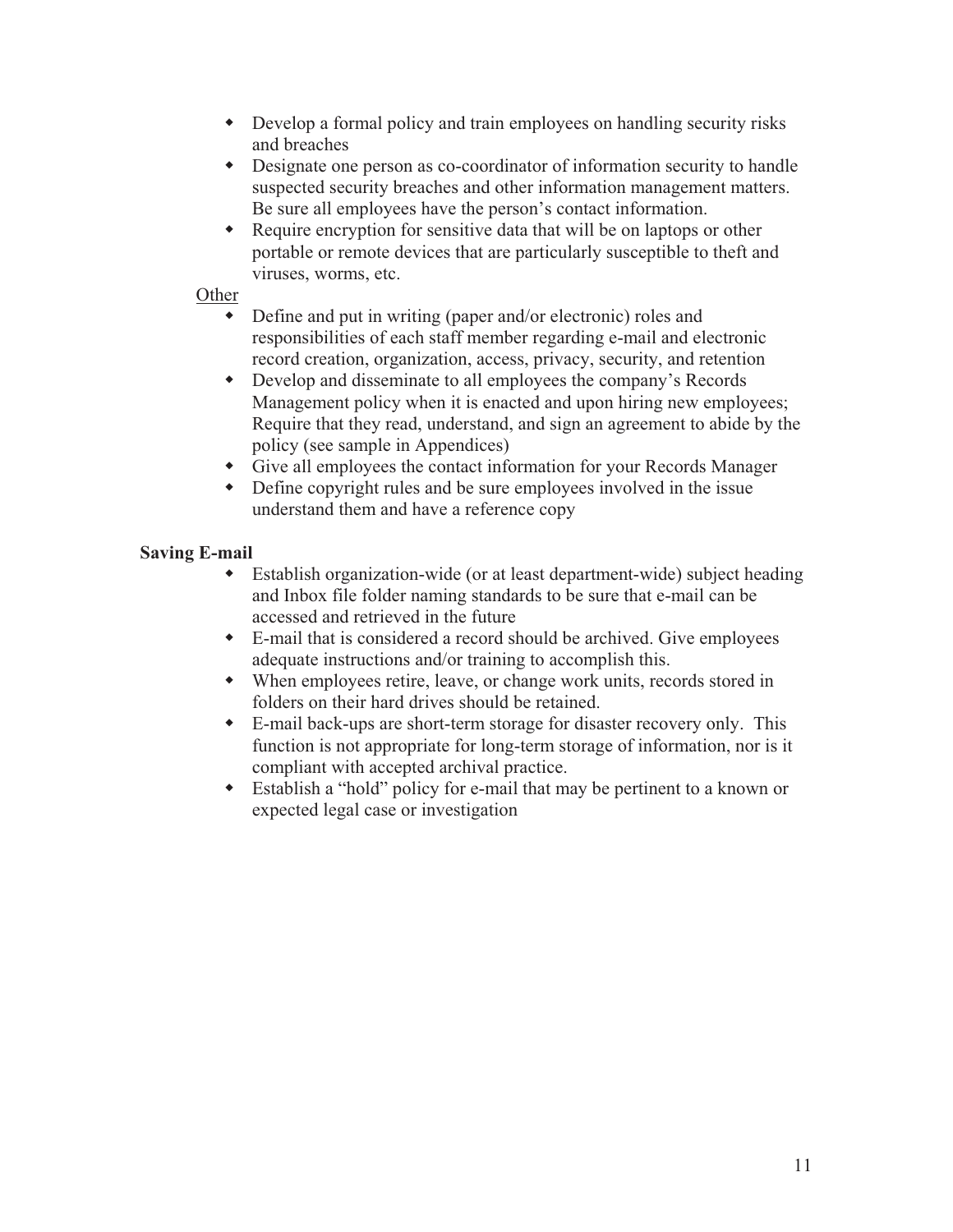- Develop a formal policy and train employees on handling security risks and breaches
- Designate one person as co-coordinator of information security to handle suspected security breaches and other information management matters. Be sure all employees have the person's contact information.
- Require encryption for sensitive data that will be on laptops or other portable or remote devices that are particularly susceptible to theft and viruses, worms, etc.

<u>Other</u>

- Define and put in writing (paper and/or electronic) roles and responsibilities of each staff member regarding e-mail and electronic record creation, organization, access, privacy, security, and retention
- Develop and disseminate to all employees the company's Records Management policy when it is enacted and upon hiring new employees; Require that they read, understand, and sign an agreement to abide by the policy (see sample in Appendices)
- Give all employees the contact information for your Records Manager
- Define copyright rules and be sure employees involved in the issue understand them and have a reference copy

**Saving E-mail**

- Establish organization-wide (or at least department-wide) subject heading and Inbox file folder naming standards to be sure that e-mail can be accessed and retrieved in the future
- E-mail that is considered a record should be archived. Give employees adequate instructions and/or training to accomplish this.
- When employees retire, leave, or change work units, records stored in folders on their hard drives should be retained.
- E-mail back-ups are short-term storage for disaster recovery only. This function is not appropriate for long-term storage of information, nor is it compliant with accepted archival practice.
- Establish a "hold" policy for e-mail that may be pertinent to a known or expected legal case or investigation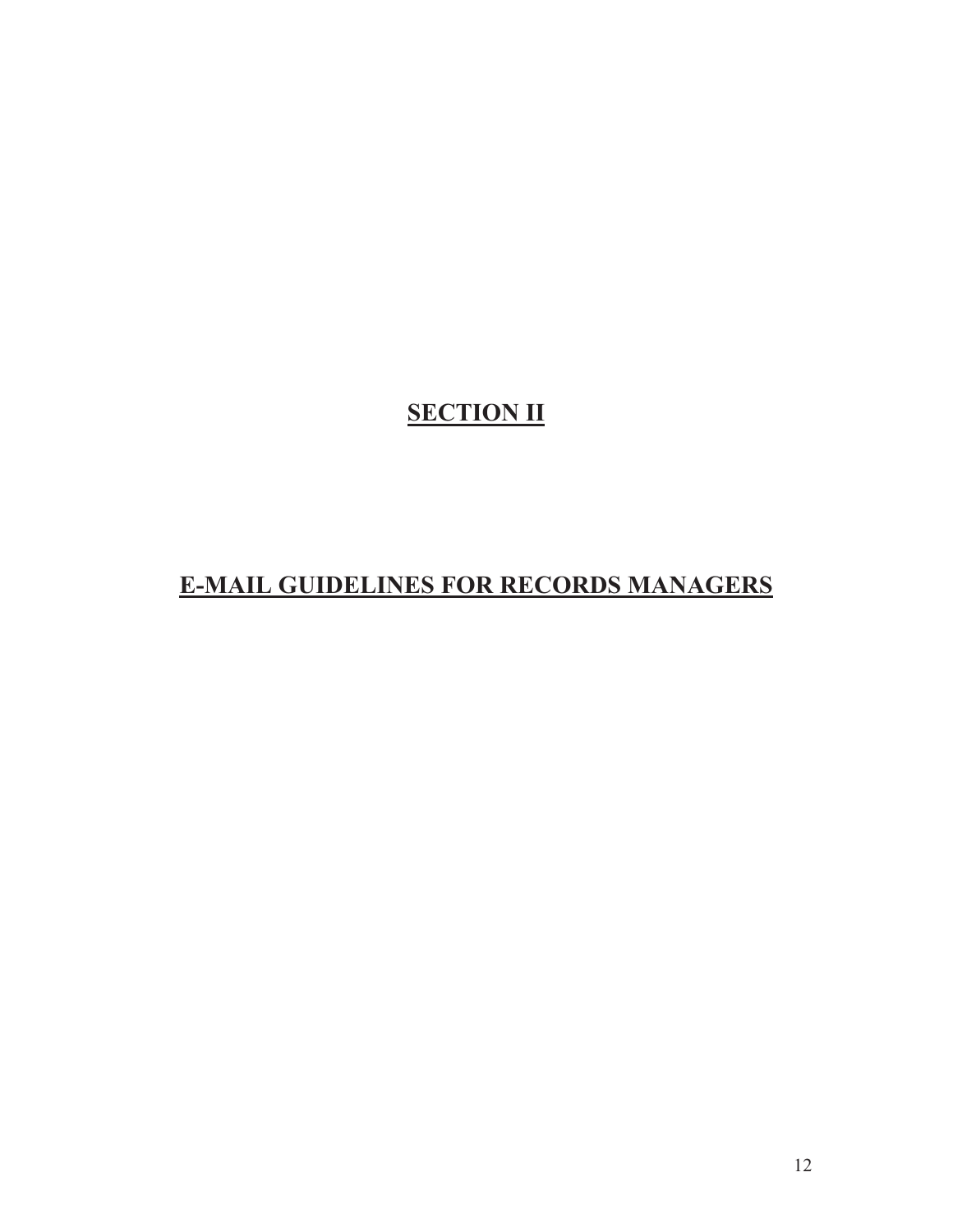# SECTION II

# E-MAIL GUIDELINES FOR RECORDS MANAGERS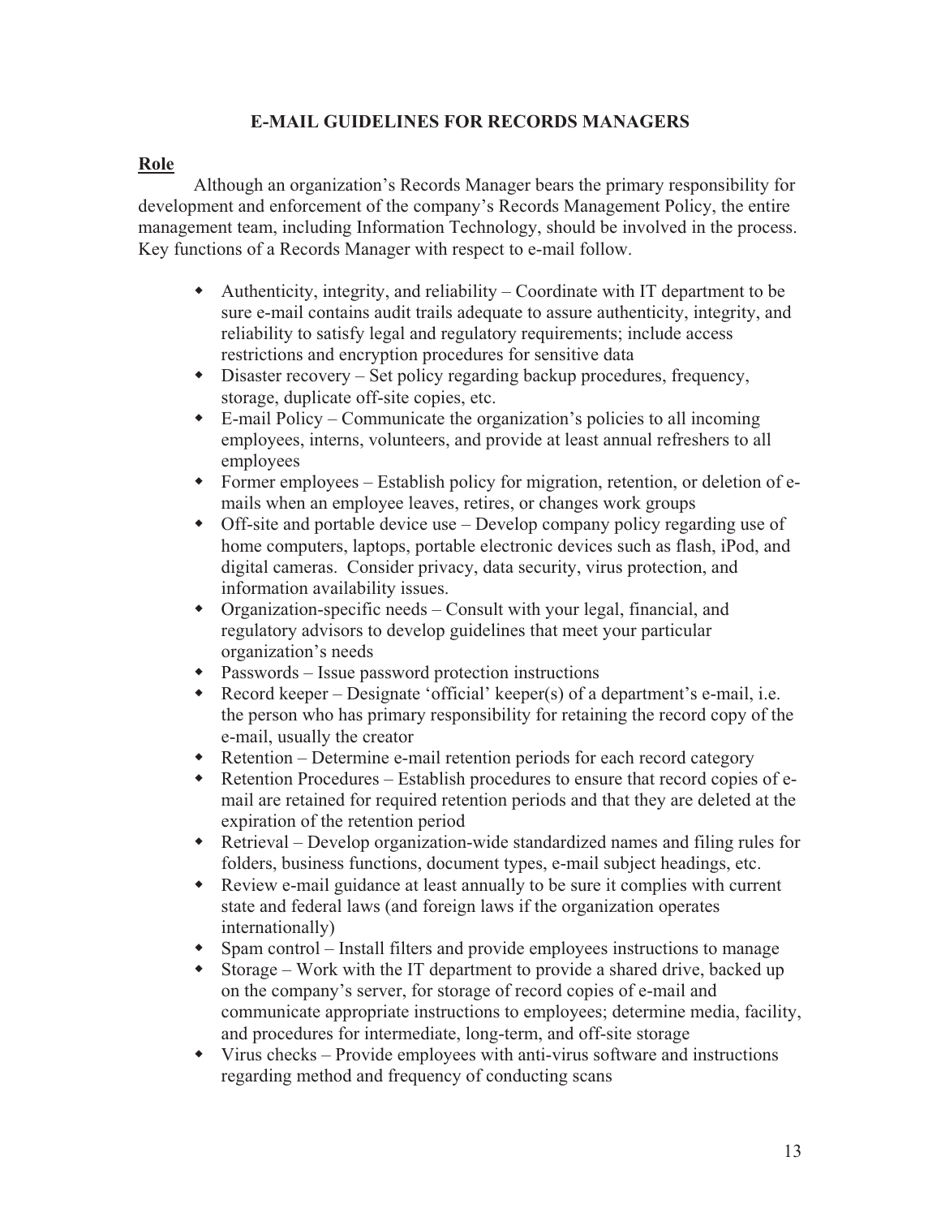# E-MAIL GUIDELINES FOR RECORDS MANAGERS

## Role

Although an organization's Records Manager bears the primary responsibility for development and enforcement of the company's Records Management Policy, the entire management team, including Information Technology, should be involved in the process. Key functions of a Records Manager with respect to e-mail follow.

- Authenticity, integrity, and reliability – Coordinate with IT department to be sure e-mail contains audit trails adequate to assure authenticity, integrity, and reliability to satisfy legal and regulatory requirements; include access restrictions and encryption procedures for sensitive data
- Disaster recovery – Set policy regarding backup procedures, frequency, storage, duplicate off-site copies, etc.
- E-mail Policy – Communicate the organization's policies to all incoming employees, interns, volunteers, and provide at least annual refreshers to all employees
- Former employees – Establish policy for migration, retention, or deletion of e-mails when an employee leaves, retires, or changes work groups
- Off-site and portable device use – Develop company policy regarding use of home computers, laptops, portable electronic devices such as flash, iPod, and digital cameras. Consider privacy, data security, virus protection, and information availability issues.
- Organization-specific needs – Consult with your legal, financial, and regulatory advisors to develop guidelines that meet your particular organization's needs
- Passwords – Issue password protection instructions
- Record keeper – Designate 'official' keeper(s) of a department's e-mail, i.e. the person who has primary responsibility for retaining the record copy of the e-mail, usually the creator
- Retention – Determine e-mail retention periods for each record category
- Retention Procedures – Establish procedures to ensure that record copies of e-mail are retained for required retention periods and that they are deleted at the expiration of the retention period
- Retrieval – Develop organization-wide standardized names and filing rules for folders, business functions, document types, e-mail subject headings, etc.
- Review e-mail guidance at least annually to be sure it complies with current state and federal laws (and foreign laws if the organization operates internationally)
- Spam control – Install filters and provide employees instructions to manage
- Storage – Work with the IT department to provide a shared drive, backed up on the company's server, for storage of record copies of e-mail and communicate appropriate instructions to employees; determine media, facility, and procedures for intermediate, long-term, and off-site storage
- Virus checks – Provide employees with anti-virus software and instructions regarding method and frequency of conducting scans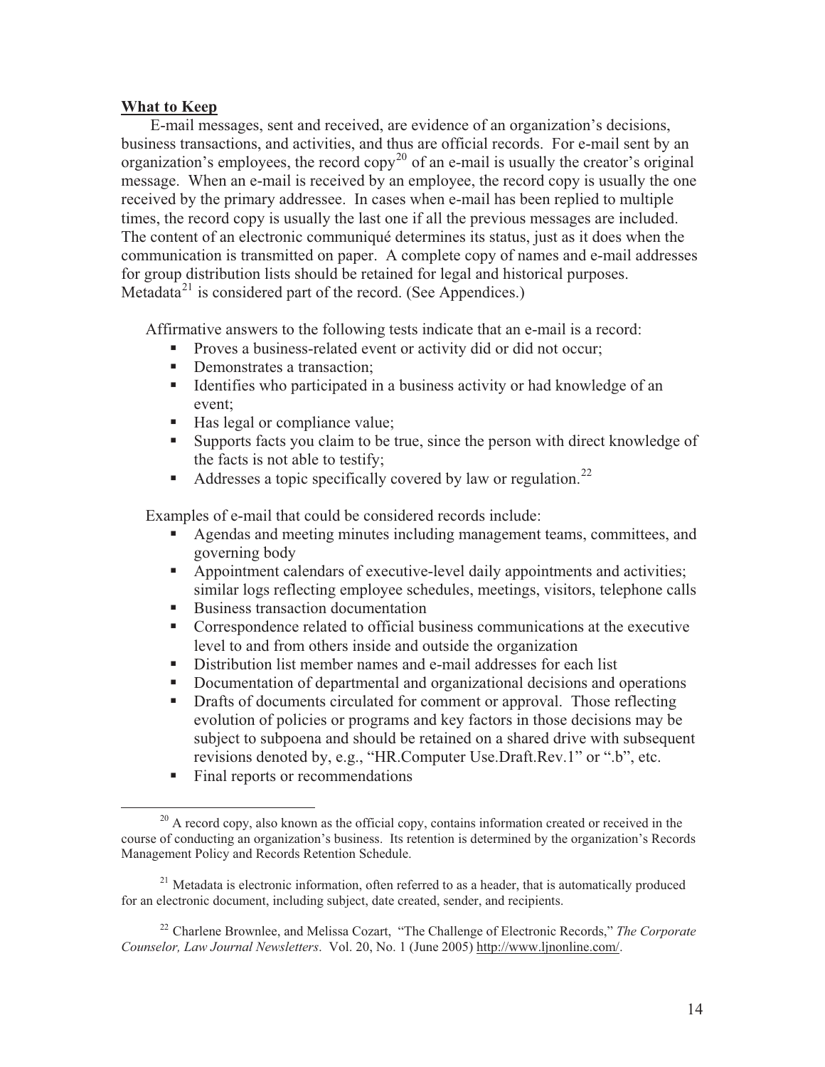## What to Keep

E-mail messages, sent and received, are evidence of an organization's decisions, business transactions, and activities, and thus are official records. For e-mail sent by an organization's employees, the record copy[20] of an e-mail is usually the creator's original message. When an e-mail is received by an employee, the record copy is usually the one received by the primary addressee. In cases when e-mail has been replied to multiple times, the record copy is usually the last one if all the previous messages are included. The content of an electronic communiqué determines its status, just as it does when the communication is transmitted on paper. A complete copy of names and e-mail addresses for group distribution lists should be retained for legal and historical purposes. Metadata[21] is considered part of the record. (See Appendices.)

Affirmative answers to the following tests indicate that an e-mail is a record:

- Proves a business-related event or activity did or did not occur;
- Demonstrates a transaction;
- Identifies who participated in a business activity or had knowledge of an event;
- Has legal or compliance value;
- Supports facts you claim to be true, since the person with direct knowledge of the facts is not able to testify;
- Addresses a topic specifically covered by law or regulation.[22]

Examples of e-mail that could be considered records include:

- Agendas and meeting minutes including management teams, committees, and governing body
- Appointment calendars of executive-level daily appointments and activities; similar logs reflecting employee schedules, meetings, visitors, telephone calls
- Business transaction documentation
- Correspondence related to official business communications at the executive level to and from others inside and outside the organization
- Distribution list member names and e-mail addresses for each list
- Documentation of departmental and organizational decisions and operations
- Drafts of documents circulated for comment or approval. Those reflecting evolution of policies or programs and key factors in those decisions may be subject to subpoena and should be retained on a shared drive with subsequent revisions denoted by, e.g., "HR.Computer Use.Draft.Rev.1" or ".b", etc.
- Final reports or recommendations

---

[20] A record copy, also known as the official copy, contains information created or received in the course of conducting an organization's business. Its retention is determined by the organization's Records Management Policy and Records Retention Schedule.

[21] Metadata is electronic information, often referred to as a header, that is automatically produced for an electronic document, including subject, date created, sender, and recipients.

[22] Charlene Brownlee, and Melissa Cozart, "The Challenge of Electronic Records," *The Corporate Counselor, Law Journal Newsletters*. Vol. 20, No. 1 (June 2005) http://www.ljnonline.com/.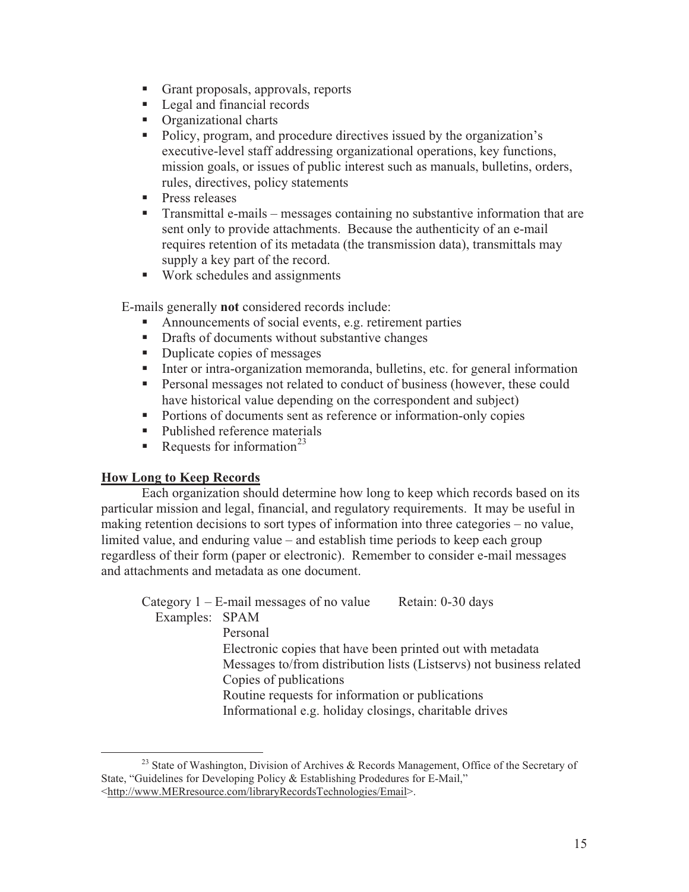- Grant proposals, approvals, reports
- Legal and financial records
- Organizational charts
- Policy, program, and procedure directives issued by the organization's executive-level staff addressing organizational operations, key functions, mission goals, or issues of public interest such as manuals, bulletins, orders, rules, directives, policy statements
- Press releases
- Transmittal e-mails – messages containing no substantive information that are sent only to provide attachments. Because the authenticity of an e-mail requires retention of its metadata (the transmission data), transmittals may supply a key part of the record.
- Work schedules and assignments

E-mails generally **not** considered records include:

- Announcements of social events, e.g. retirement parties
- Drafts of documents without substantive changes
- Duplicate copies of messages
- Inter or intra-organization memoranda, bulletins, etc. for general information
- Personal messages not related to conduct of business (however, these could have historical value depending on the correspondent and subject)
- Portions of documents sent as reference or information-only copies
- Published reference materials
- Requests for information[23]

## How Long to Keep Records

Each organization should determine how long to keep which records based on its particular mission and legal, financial, and regulatory requirements. It may be useful in making retention decisions to sort types of information into three categories – no value, limited value, and enduring value – and establish time periods to keep each group regardless of their form (paper or electronic). Remember to consider e-mail messages and attachments and metadata as one document.

Category 1 – E-mail messages of no value    Retain: 0-30 days

Examples: SPAM
Personal
Electronic copies that have been printed out with metadata
Messages to/from distribution lists (Listservs) not business related
Copies of publications
Routine requests for information or publications
Informational e.g. holiday closings, charitable drives

---

[23] State of Washington, Division of Archives & Records Management, Office of the Secretary of State, "Guidelines for Developing Policy & Establishing Prodedures for E-Mail," <http://www.MERresource.com/libraryRecordsTechnologies/Email>.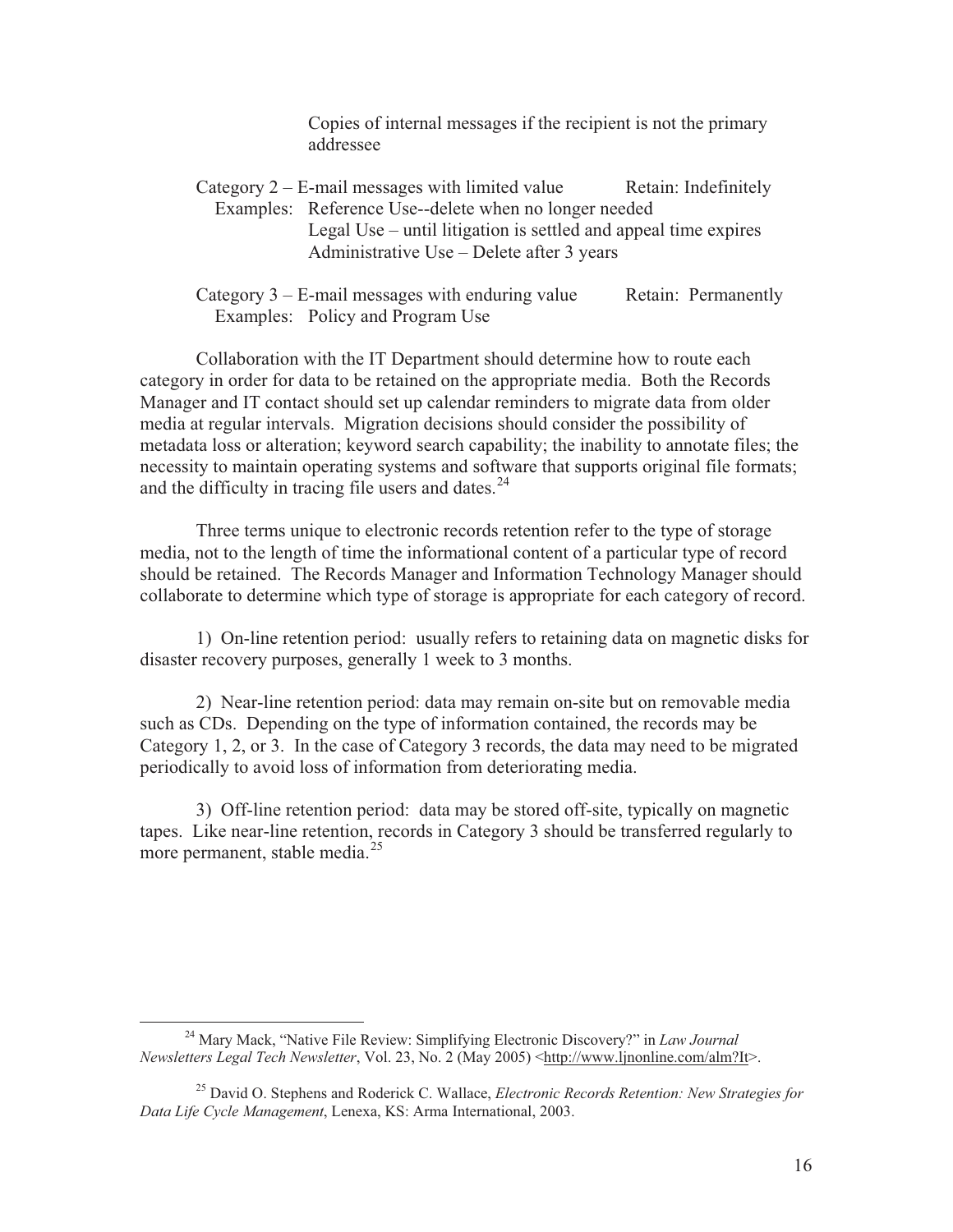Copies of internal messages if the recipient is not the primary addressee

Category 2 – E-mail messages with limited value       Retain: Indefinitely
Examples: Reference Use--delete when no longer needed
Legal Use – until litigation is settled and appeal time expires
Administrative Use – Delete after 3 years

Category 3 – E-mail messages with enduring value       Retain: Permanently
Examples: Policy and Program Use

Collaboration with the IT Department should determine how to route each category in order for data to be retained on the appropriate media. Both the Records Manager and IT contact should set up calendar reminders to migrate data from older media at regular intervals. Migration decisions should consider the possibility of metadata loss or alteration; keyword search capability; the inability to annotate files; the necessity to maintain operating systems and software that supports original file formats; and the difficulty in tracing file users and dates.[24]

Three terms unique to electronic records retention refer to the type of storage media, not to the length of time the informational content of a particular type of record should be retained. The Records Manager and Information Technology Manager should collaborate to determine which type of storage is appropriate for each category of record.

1) On-line retention period: usually refers to retaining data on magnetic disks for disaster recovery purposes, generally 1 week to 3 months.

2) Near-line retention period: data may remain on-site but on removable media such as CDs. Depending on the type of information contained, the records may be Category 1, 2, or 3. In the case of Category 3 records, the data may need to be migrated periodically to avoid loss of information from deteriorating media.

3) Off-line retention period: data may be stored off-site, typically on magnetic tapes. Like near-line retention, records in Category 3 should be transferred regularly to more permanent, stable media.[25]

---

[24] Mary Mack, "Native File Review: Simplifying Electronic Discovery?" in *Law Journal Newsletters Legal Tech Newsletter*, Vol. 23, No. 2 (May 2005) <http://www.ljnonline.com/alm?It>.

[25] David O. Stephens and Roderick C. Wallace, *Electronic Records Retention: New Strategies for Data Life Cycle Management*, Lenexa, KS: Arma International, 2003.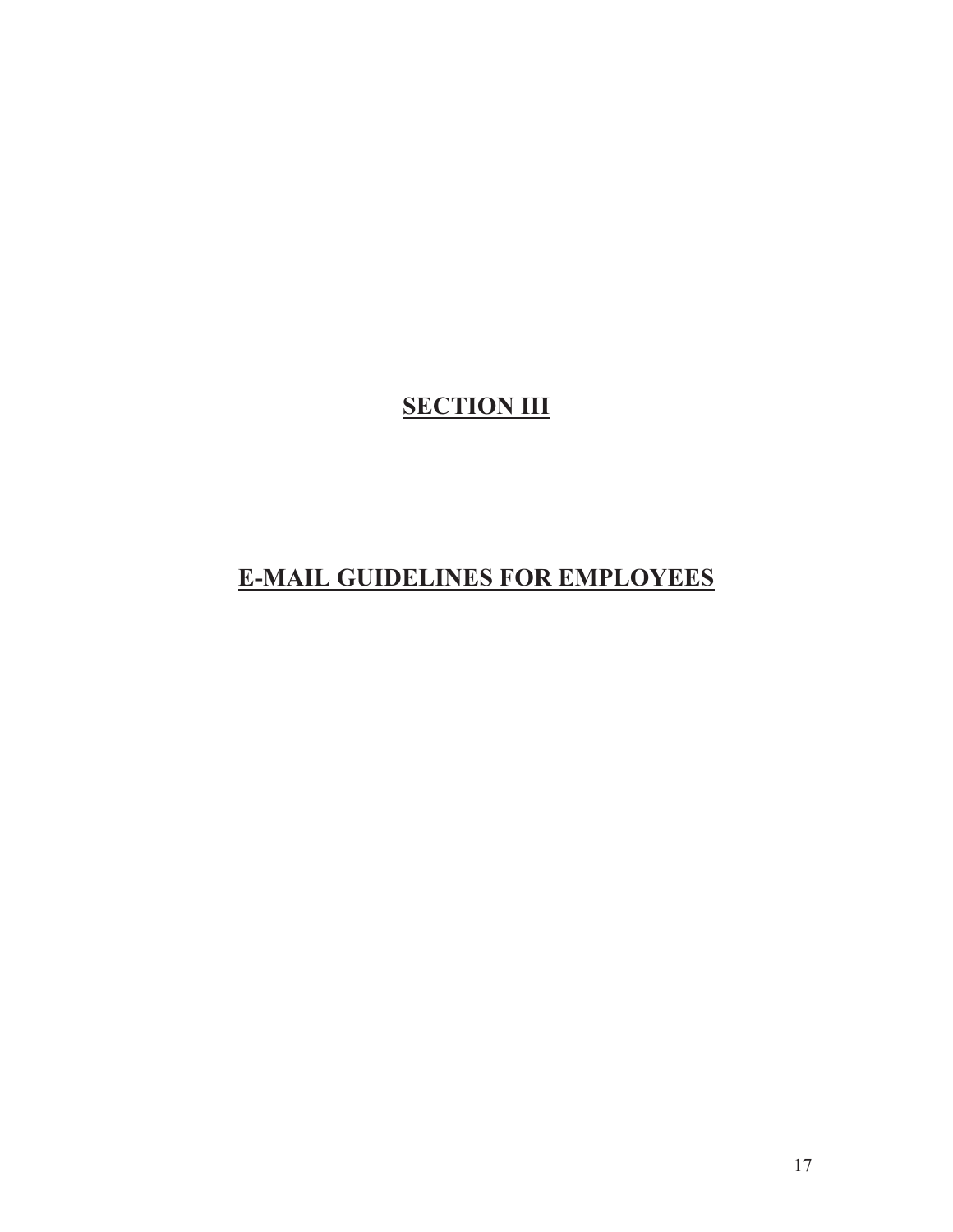# SECTION III

# E-MAIL GUIDELINES FOR EMPLOYEES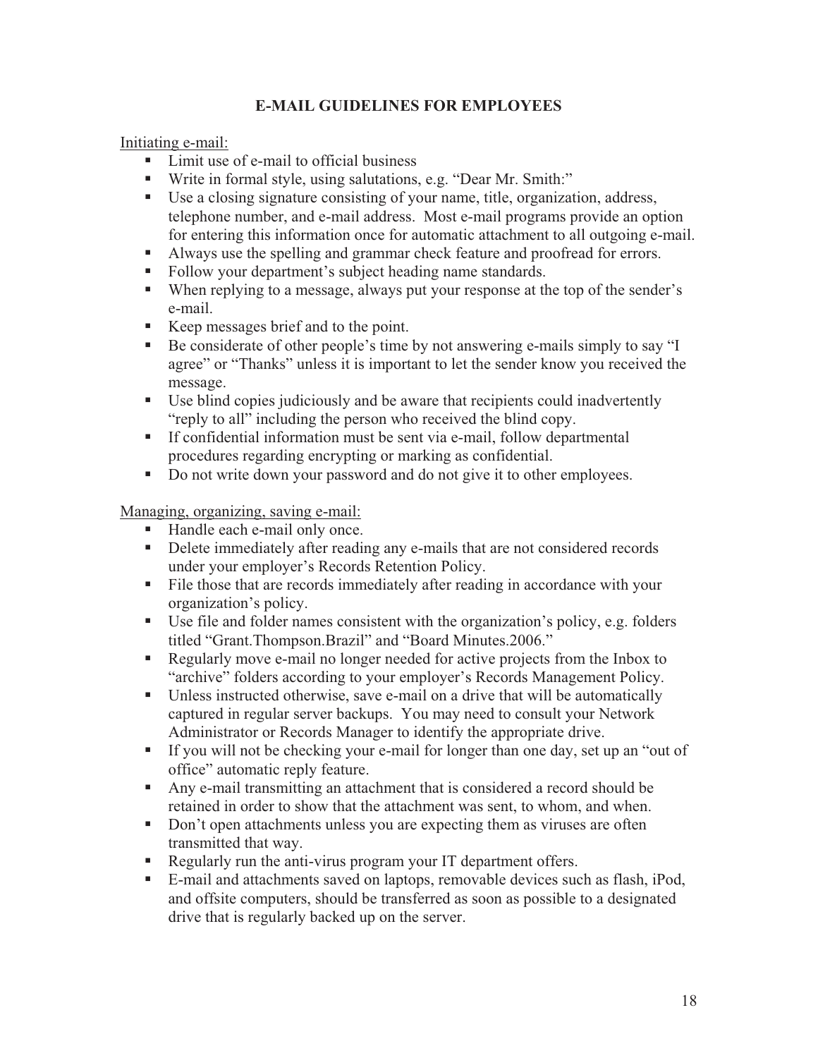## E-MAIL GUIDELINES FOR EMPLOYEES

Initiating e-mail:

- Limit use of e-mail to official business
- Write in formal style, using salutations, e.g. "Dear Mr. Smith:"
- Use a closing signature consisting of your name, title, organization, address, telephone number, and e-mail address. Most e-mail programs provide an option for entering this information once for automatic attachment to all outgoing e-mail.
- Always use the spelling and grammar check feature and proofread for errors.
- Follow your department's subject heading name standards.
- When replying to a message, always put your response at the top of the sender's e-mail.
- Keep messages brief and to the point.
- Be considerate of other people's time by not answering e-mails simply to say "I agree" or "Thanks" unless it is important to let the sender know you received the message.
- Use blind copies judiciously and be aware that recipients could inadvertently "reply to all" including the person who received the blind copy.
- If confidential information must be sent via e-mail, follow departmental procedures regarding encrypting or marking as confidential.
- Do not write down your password and do not give it to other employees.

Managing, organizing, saving e-mail:

- Handle each e-mail only once.
- Delete immediately after reading any e-mails that are not considered records under your employer's Records Retention Policy.
- File those that are records immediately after reading in accordance with your organization's policy.
- Use file and folder names consistent with the organization's policy, e.g. folders titled "Grant.Thompson.Brazil" and "Board Minutes.2006."
- Regularly move e-mail no longer needed for active projects from the Inbox to "archive" folders according to your employer's Records Management Policy.
- Unless instructed otherwise, save e-mail on a drive that will be automatically captured in regular server backups. You may need to consult your Network Administrator or Records Manager to identify the appropriate drive.
- If you will not be checking your e-mail for longer than one day, set up an "out of office" automatic reply feature.
- Any e-mail transmitting an attachment that is considered a record should be retained in order to show that the attachment was sent, to whom, and when.
- Don't open attachments unless you are expecting them as viruses are often transmitted that way.
- Regularly run the anti-virus program your IT department offers.
- E-mail and attachments saved on laptops, removable devices such as flash, iPod, and offsite computers, should be transferred as soon as possible to a designated drive that is regularly backed up on the server.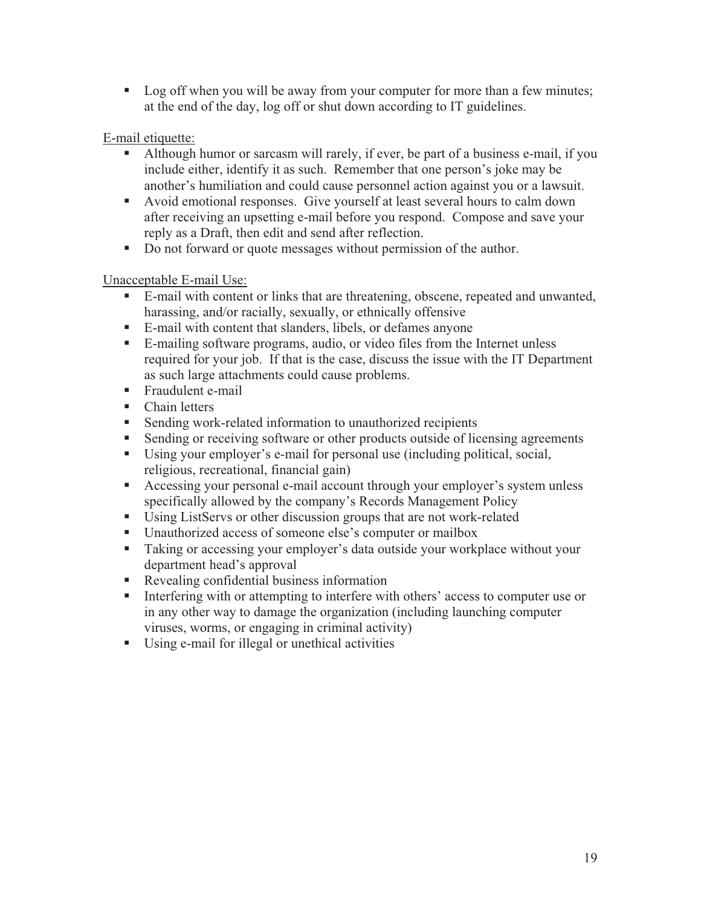- Log off when you will be away from your computer for more than a few minutes; at the end of the day, log off or shut down according to IT guidelines.

E-mail etiquette:

- Although humor or sarcasm will rarely, if ever, be part of a business e-mail, if you include either, identify it as such. Remember that one person's joke may be another's humiliation and could cause personnel action against you or a lawsuit.
- Avoid emotional responses. Give yourself at least several hours to calm down after receiving an upsetting e-mail before you respond. Compose and save your reply as a Draft, then edit and send after reflection.
- Do not forward or quote messages without permission of the author.

Unacceptable E-mail Use:

- E-mail with content or links that are threatening, obscene, repeated and unwanted, harassing, and/or racially, sexually, or ethnically offensive
- E-mail with content that slanders, libels, or defames anyone
- E-mailing software programs, audio, or video files from the Internet unless required for your job. If that is the case, discuss the issue with the IT Department as such large attachments could cause problems.
- Fraudulent e-mail
- Chain letters
- Sending work-related information to unauthorized recipients
- Sending or receiving software or other products outside of licensing agreements
- Using your employer's e-mail for personal use (including political, social, religious, recreational, financial gain)
- Accessing your personal e-mail account through your employer's system unless specifically allowed by the company's Records Management Policy
- Using ListServs or other discussion groups that are not work-related
- Unauthorized access of someone else's computer or mailbox
- Taking or accessing your employer's data outside your workplace without your department head's approval
- Revealing confidential business information
- Interfering with or attempting to interfere with others' access to computer use or in any other way to damage the organization (including launching computer viruses, worms, or engaging in criminal activity)
- Using e-mail for illegal or unethical activities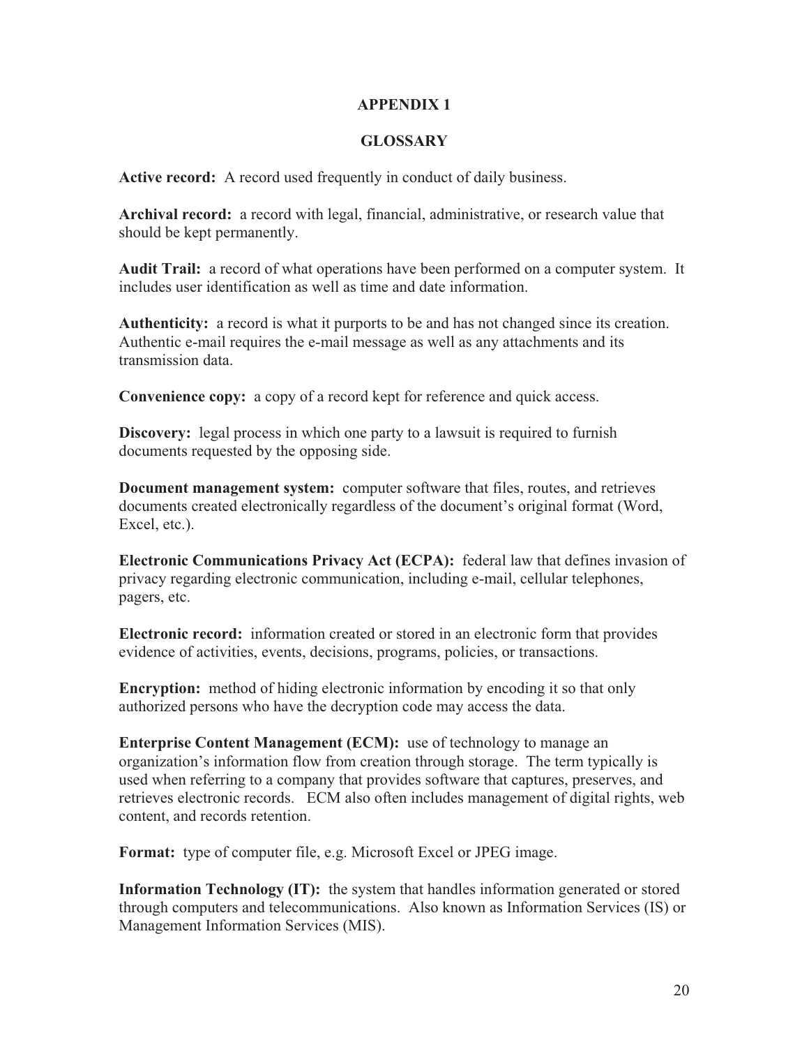# APPENDIX 1

## GLOSSARY

**Active record:** A record used frequently in conduct of daily business.

**Archival record:** a record with legal, financial, administrative, or research value that should be kept permanently.

**Audit Trail:** a record of what operations have been performed on a computer system. It includes user identification as well as time and date information.

**Authenticity:** a record is what it purports to be and has not changed since its creation. Authentic e-mail requires the e-mail message as well as any attachments and its transmission data.

**Convenience copy:** a copy of a record kept for reference and quick access.

**Discovery:** legal process in which one party to a lawsuit is required to furnish documents requested by the opposing side.

**Document management system:** computer software that files, routes, and retrieves documents created electronically regardless of the document's original format (Word, Excel, etc.).

**Electronic Communications Privacy Act (ECPA):** federal law that defines invasion of privacy regarding electronic communication, including e-mail, cellular telephones, pagers, etc.

**Electronic record:** information created or stored in an electronic form that provides evidence of activities, events, decisions, programs, policies, or transactions.

**Encryption:** method of hiding electronic information by encoding it so that only authorized persons who have the decryption code may access the data.

**Enterprise Content Management (ECM):** use of technology to manage an organization's information flow from creation through storage. The term typically is used when referring to a company that provides software that captures, preserves, and retrieves electronic records. ECM also often includes management of digital rights, web content, and records retention.

**Format:** type of computer file, e.g. Microsoft Excel or JPEG image.

**Information Technology (IT):** the system that handles information generated or stored through computers and telecommunications. Also known as Information Services (IS) or Management Information Services (MIS).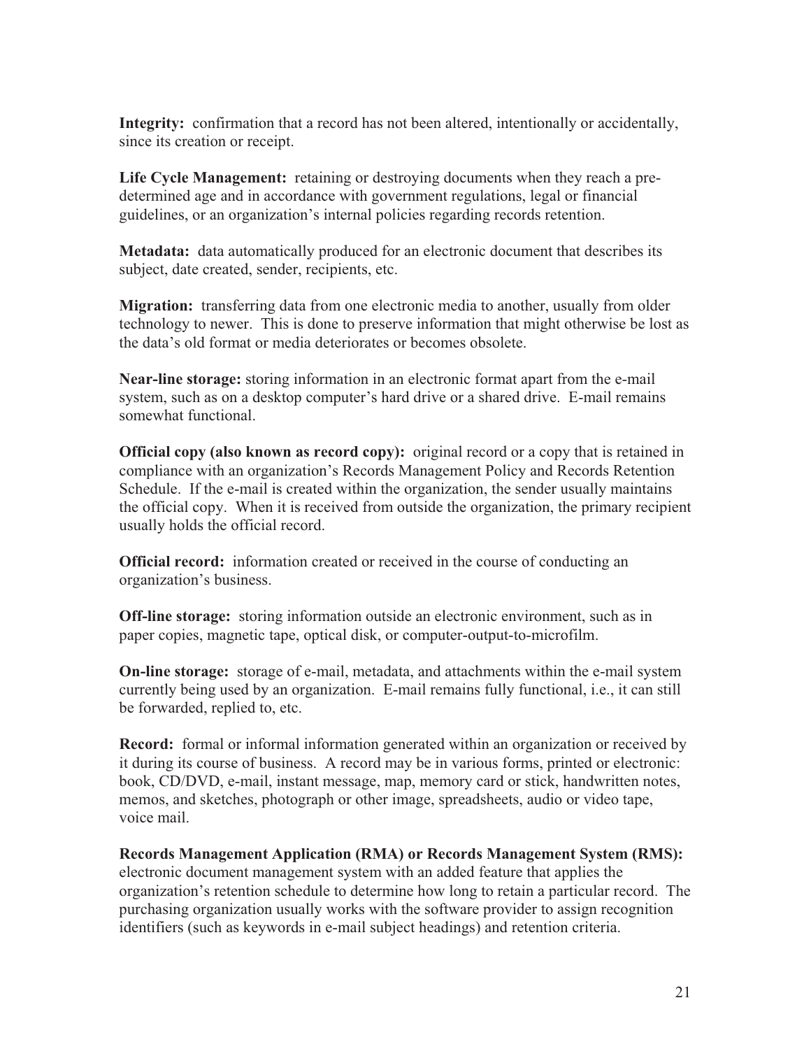**Integrity:** confirmation that a record has not been altered, intentionally or accidentally, since its creation or receipt.

**Life Cycle Management:** retaining or destroying documents when they reach a pre-determined age and in accordance with government regulations, legal or financial guidelines, or an organization's internal policies regarding records retention.

**Metadata:** data automatically produced for an electronic document that describes its subject, date created, sender, recipients, etc.

**Migration:** transferring data from one electronic media to another, usually from older technology to newer. This is done to preserve information that might otherwise be lost as the data's old format or media deteriorates or becomes obsolete.

**Near-line storage:** storing information in an electronic format apart from the e-mail system, such as on a desktop computer's hard drive or a shared drive. E-mail remains somewhat functional.

**Official copy (also known as record copy):** original record or a copy that is retained in compliance with an organization's Records Management Policy and Records Retention Schedule. If the e-mail is created within the organization, the sender usually maintains the official copy. When it is received from outside the organization, the primary recipient usually holds the official record.

**Official record:** information created or received in the course of conducting an organization's business.

**Off-line storage:** storing information outside an electronic environment, such as in paper copies, magnetic tape, optical disk, or computer-output-to-microfilm.

**On-line storage:** storage of e-mail, metadata, and attachments within the e-mail system currently being used by an organization. E-mail remains fully functional, i.e., it can still be forwarded, replied to, etc.

**Record:** formal or informal information generated within an organization or received by it during its course of business. A record may be in various forms, printed or electronic: book, CD/DVD, e-mail, instant message, map, memory card or stick, handwritten notes, memos, and sketches, photograph or other image, spreadsheets, audio or video tape, voice mail.

**Records Management Application (RMA) or Records Management System (RMS):** electronic document management system with an added feature that applies the organization's retention schedule to determine how long to retain a particular record. The purchasing organization usually works with the software provider to assign recognition identifiers (such as keywords in e-mail subject headings) and retention criteria.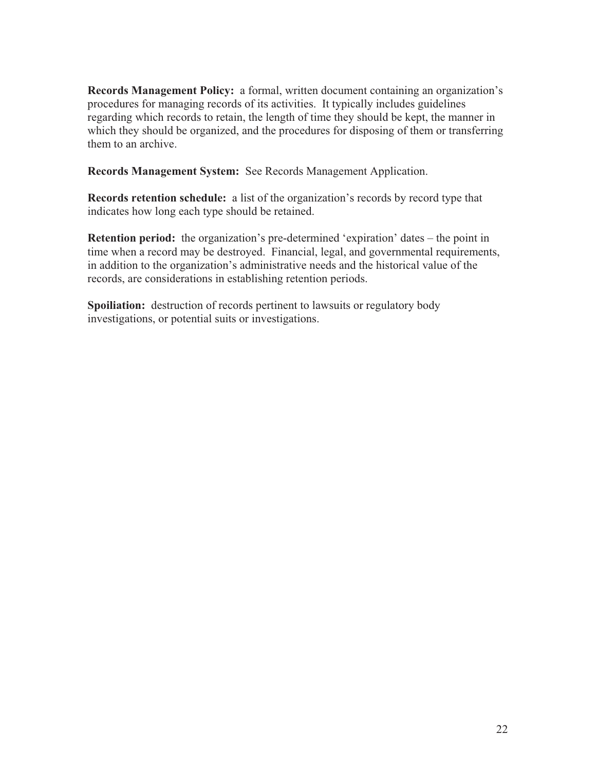**Records Management Policy:** a formal, written document containing an organization's procedures for managing records of its activities. It typically includes guidelines regarding which records to retain, the length of time they should be kept, the manner in which they should be organized, and the procedures for disposing of them or transferring them to an archive.

**Records Management System:** See Records Management Application.

**Records retention schedule:** a list of the organization's records by record type that indicates how long each type should be retained.

**Retention period:** the organization's pre-determined 'expiration' dates – the point in time when a record may be destroyed. Financial, legal, and governmental requirements, in addition to the organization's administrative needs and the historical value of the records, are considerations in establishing retention periods.

**Spoiliation:** destruction of records pertinent to lawsuits or regulatory body investigations, or potential suits or investigations.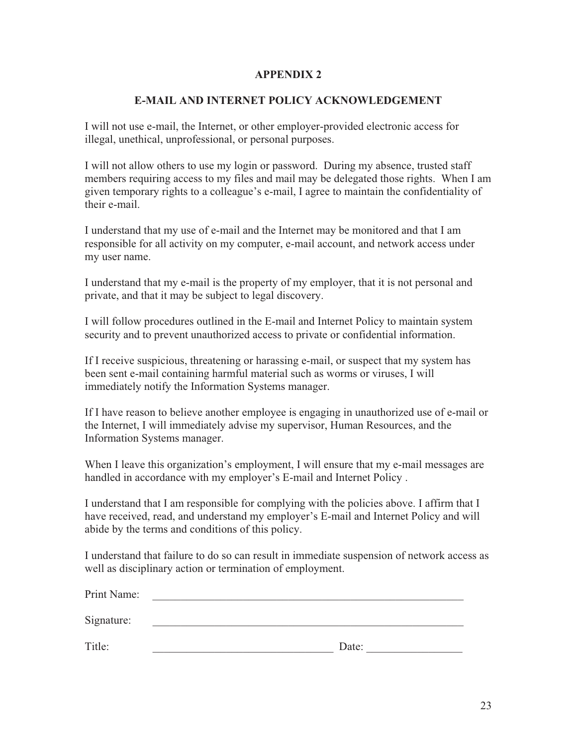## APPENDIX 2

## E-MAIL AND INTERNET POLICY ACKNOWLEDGEMENT

I will not use e-mail, the Internet, or other employer-provided electronic access for illegal, unethical, unprofessional, or personal purposes.

I will not allow others to use my login or password. During my absence, trusted staff members requiring access to my files and mail may be delegated those rights. When I am given temporary rights to a colleague's e-mail, I agree to maintain the confidentiality of their e-mail.

I understand that my use of e-mail and the Internet may be monitored and that I am responsible for all activity on my computer, e-mail account, and network access under my user name.

I understand that my e-mail is the property of my employer, that it is not personal and private, and that it may be subject to legal discovery.

I will follow procedures outlined in the E-mail and Internet Policy to maintain system security and to prevent unauthorized access to private or confidential information.

If I receive suspicious, threatening or harassing e-mail, or suspect that my system has been sent e-mail containing harmful material such as worms or viruses, I will immediately notify the Information Systems manager.

If I have reason to believe another employee is engaging in unauthorized use of e-mail or the Internet, I will immediately advise my supervisor, Human Resources, and the Information Systems manager.

When I leave this organization's employment, I will ensure that my e-mail messages are handled in accordance with my employer's E-mail and Internet Policy .

I understand that I am responsible for complying with the policies above. I affirm that I have received, read, and understand my employer's E-mail and Internet Policy and will abide by the terms and conditions of this policy.

I understand that failure to do so can result in immediate suspension of network access as well as disciplinary action or termination of employment.

Print Name: \_\_\_\_\_\_\_\_\_\_\_\_\_\_\_\_\_\_\_\_\_\_\_\_\_\_\_\_\_\_\_\_\_\_\_\_\_\_\_\_\_\_\_\_\_\_\_\_\_\_\_\_

Signature: \_\_\_\_\_\_\_\_\_\_\_\_\_\_\_\_\_\_\_\_\_\_\_\_\_\_\_\_\_\_\_\_\_\_\_\_\_\_\_\_\_\_\_\_\_\_\_\_\_\_\_\_

Title: \_\_\_\_\_\_\_\_\_\_\_\_\_\_\_\_\_\_\_\_\_\_\_\_\_\_\_\_\_\_\_\_ Date: \_\_\_\_\_\_\_\_\_\_\_\_\_\_\_\_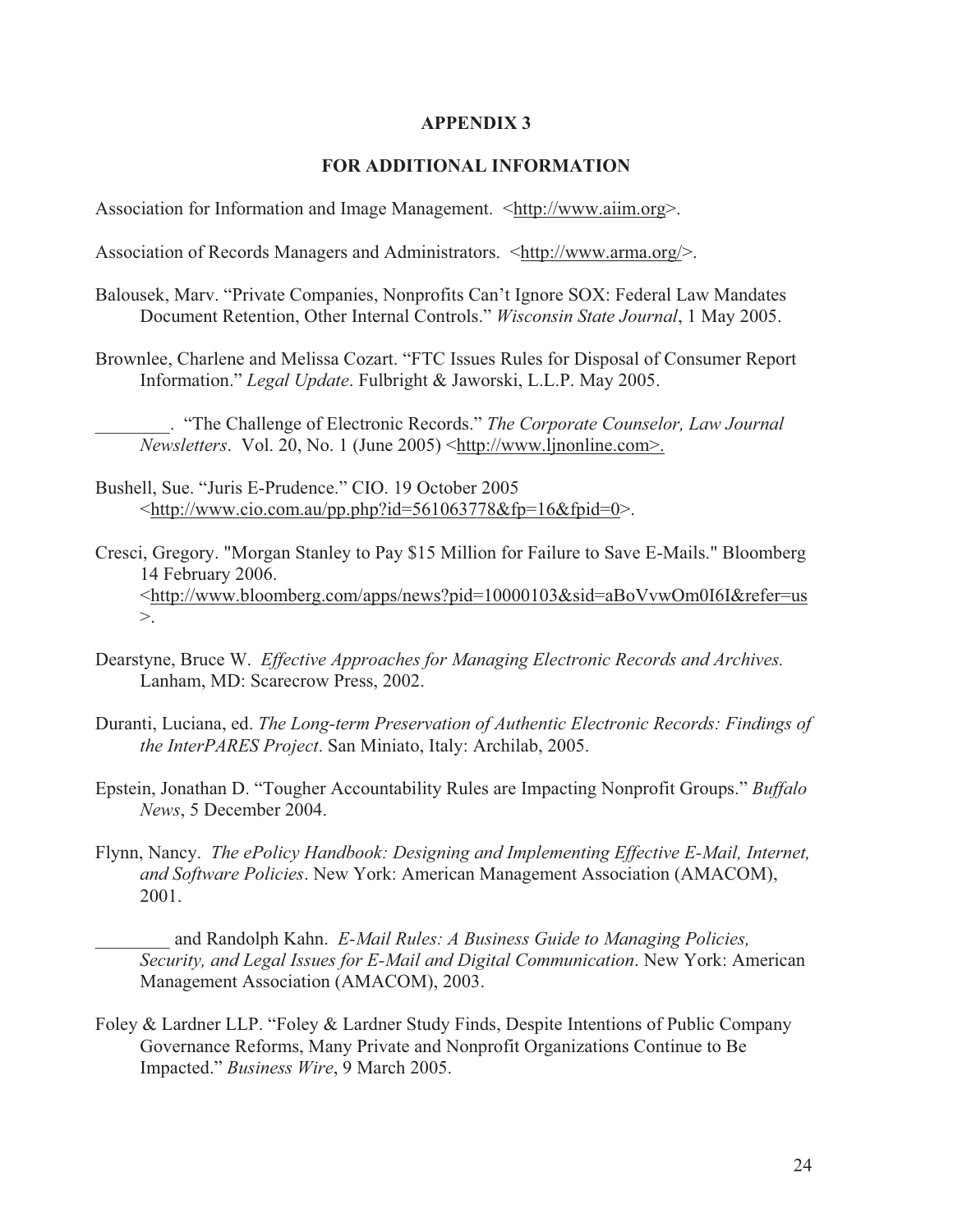## APPENDIX 3

## FOR ADDITIONAL INFORMATION

Association for Information and Image Management. <http://www.aiim.org>.

Association of Records Managers and Administrators. <http://www.arma.org/>.

Balousek, Marv. "Private Companies, Nonprofits Can't Ignore SOX: Federal Law Mandates Document Retention, Other Internal Controls." *Wisconsin State Journal*, 1 May 2005.

Brownlee, Charlene and Melissa Cozart. "FTC Issues Rules for Disposal of Consumer Report Information." *Legal Update*. Fulbright & Jaworski, L.L.P. May 2005.

________. "The Challenge of Electronic Records." *The Corporate Counselor, Law Journal Newsletters*. Vol. 20, No. 1 (June 2005) <http://www.ljnonline.com>.

Bushell, Sue. "Juris E-Prudence." CIO. 19 October 2005 <http://www.cio.com.au/pp.php?id=561063778&fp=16&fpid=0>.

Cresci, Gregory. "Morgan Stanley to Pay $15 Million for Failure to Save E-Mails." Bloomberg 14 February 2006. <http://www.bloomberg.com/apps/news?pid=10000103&sid=aBoVvwOm0I6I&refer=us>.

Dearstyne, Bruce W. *Effective Approaches for Managing Electronic Records and Archives.* Lanham, MD: Scarecrow Press, 2002.

Duranti, Luciana, ed. *The Long-term Preservation of Authentic Electronic Records: Findings of the InterPARES Project*. San Miniato, Italy: Archilab, 2005.

Epstein, Jonathan D. "Tougher Accountability Rules are Impacting Nonprofit Groups." *Buffalo News*, 5 December 2004.

Flynn, Nancy. *The ePolicy Handbook: Designing and Implementing Effective E-Mail, Internet, and Software Policies*. New York: American Management Association (AMACOM), 2001.

________ and Randolph Kahn. *E-Mail Rules: A Business Guide to Managing Policies, Security, and Legal Issues for E-Mail and Digital Communication*. New York: American Management Association (AMACOM), 2003.

Foley & Lardner LLP. "Foley & Lardner Study Finds, Despite Intentions of Public Company Governance Reforms, Many Private and Nonprofit Organizations Continue to Be Impacted." *Business Wire*, 9 March 2005.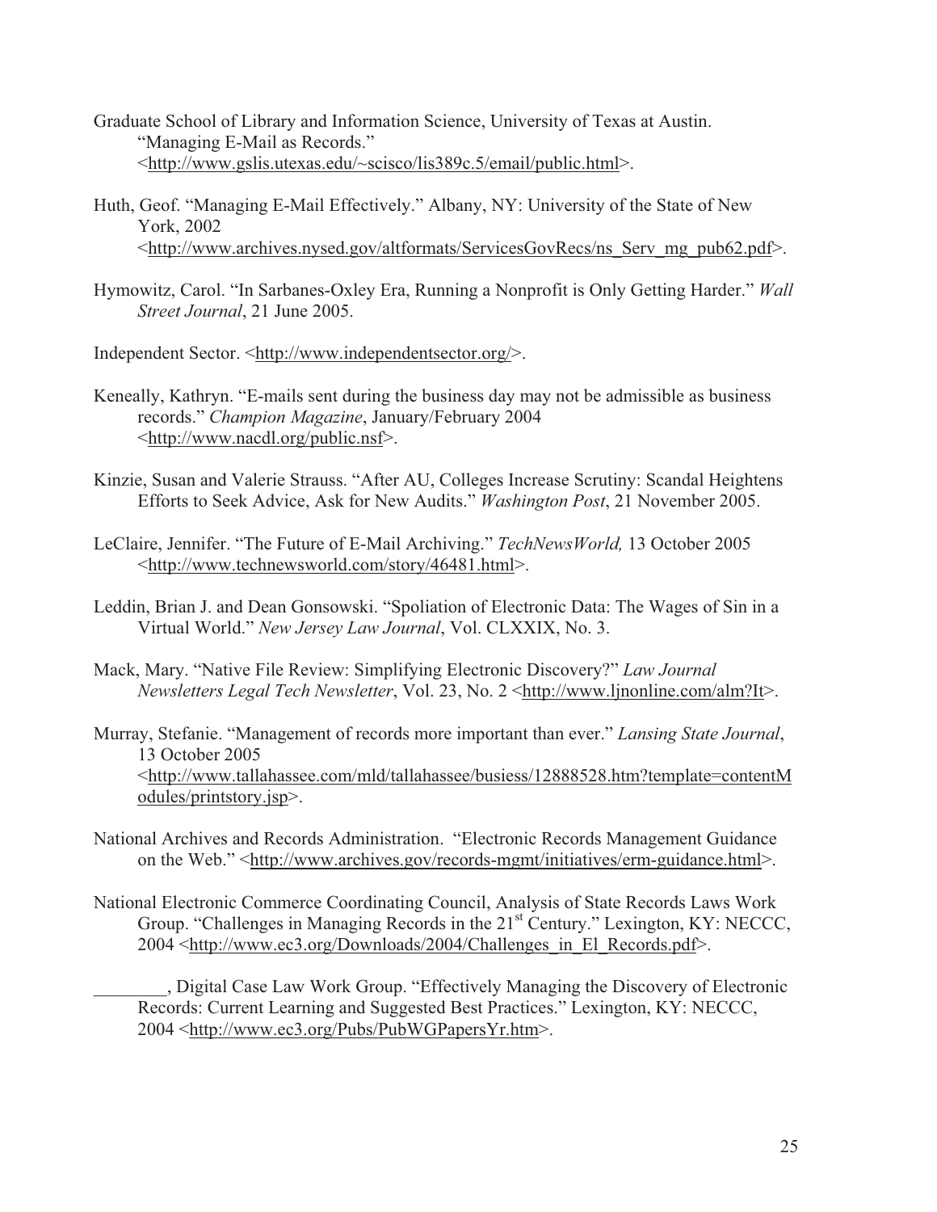Graduate School of Library and Information Science, University of Texas at Austin. "Managing E-Mail as Records." <http://www.gslis.utexas.edu/~scisco/lis389c.5/email/public.html>.

Huth, Geof. "Managing E-Mail Effectively." Albany, NY: University of the State of New York, 2002 <http://www.archives.nysed.gov/altformats/ServicesGovRecs/ns_Serv_mg_pub62.pdf>.

Hymowitz, Carol. "In Sarbanes-Oxley Era, Running a Nonprofit is Only Getting Harder." *Wall Street Journal*, 21 June 2005.

Independent Sector. <http://www.independentsector.org/>.

Keneally, Kathryn. "E-mails sent during the business day may not be admissible as business records." *Champion Magazine*, January/February 2004 <http://www.nacdl.org/public.nsf>.

Kinzie, Susan and Valerie Strauss. "After AU, Colleges Increase Scrutiny: Scandal Heightens Efforts to Seek Advice, Ask for New Audits." *Washington Post*, 21 November 2005.

LeClaire, Jennifer. "The Future of E-Mail Archiving." *TechNewsWorld,* 13 October 2005 <http://www.technewsworld.com/story/46481.html>.

Leddin, Brian J. and Dean Gonsowski. "Spoliation of Electronic Data: The Wages of Sin in a Virtual World." *New Jersey Law Journal*, Vol. CLXXIX, No. 3.

Mack, Mary. "Native File Review: Simplifying Electronic Discovery?" *Law Journal Newsletters Legal Tech Newsletter*, Vol. 23, No. 2 <http://www.ljnonline.com/alm?It>.

Murray, Stefanie. "Management of records more important than ever." *Lansing State Journal*, 13 October 2005 <http://www.tallahassee.com/mld/tallahassee/busiess/12888528.htm?template=contentModules/printstory.jsp>.

National Archives and Records Administration. "Electronic Records Management Guidance on the Web." <http://www.archives.gov/records-mgmt/initiatives/erm-guidance.html>.

National Electronic Commerce Coordinating Council, Analysis of State Records Laws Work Group. "Challenges in Managing Records in the 21st Century." Lexington, KY: NECCC, 2004 <http://www.ec3.org/Downloads/2004/Challenges_in_El_Records.pdf>.

________, Digital Case Law Work Group. "Effectively Managing the Discovery of Electronic Records: Current Learning and Suggested Best Practices." Lexington, KY: NECCC, 2004 <http://www.ec3.org/Pubs/PubWGPapersYr.htm>.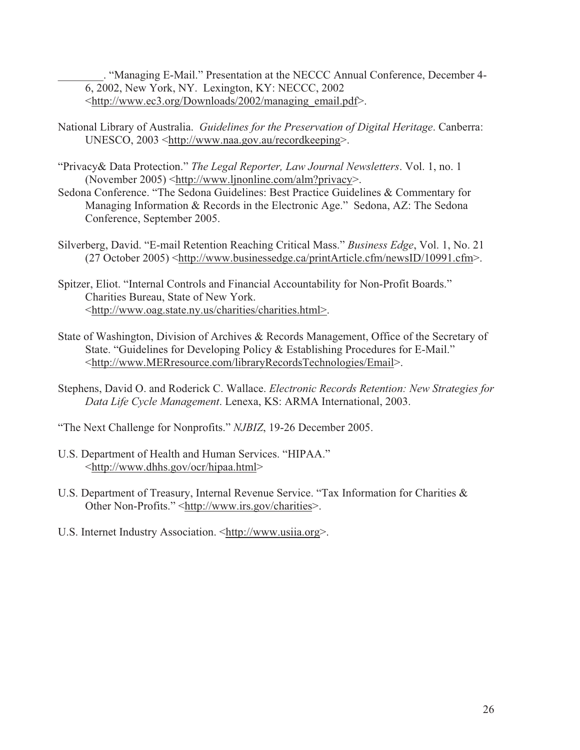________. "Managing E-Mail." Presentation at the NECCC Annual Conference, December 4-6, 2002, New York, NY. Lexington, KY: NECCC, 2002 <http://www.ec3.org/Downloads/2002/managing_email.pdf>.

National Library of Australia. *Guidelines for the Preservation of Digital Heritage*. Canberra: UNESCO, 2003 <http://www.naa.gov.au/recordkeeping>.

"Privacy& Data Protection." *The Legal Reporter, Law Journal Newsletters*. Vol. 1, no. 1 (November 2005) <http://www.ljnonline.com/alm?privacy>.

Sedona Conference. "The Sedona Guidelines: Best Practice Guidelines & Commentary for Managing Information & Records in the Electronic Age." Sedona, AZ: The Sedona Conference, September 2005.

Silverberg, David. "E-mail Retention Reaching Critical Mass." *Business Edge*, Vol. 1, No. 21 (27 October 2005) <http://www.businessedge.ca/printArticle.cfm/newsID/10991.cfm>.

Spitzer, Eliot. "Internal Controls and Financial Accountability for Non-Profit Boards." Charities Bureau, State of New York. <http://www.oag.state.ny.us/charities/charities.html>.

State of Washington, Division of Archives & Records Management, Office of the Secretary of State. "Guidelines for Developing Policy & Establishing Procedures for E-Mail." <http://www.MERresource.com/libraryRecordsTechnologies/Email>.

Stephens, David O. and Roderick C. Wallace. *Electronic Records Retention: New Strategies for Data Life Cycle Management*. Lenexa, KS: ARMA International, 2003.

"The Next Challenge for Nonprofits." *NJBIZ*, 19-26 December 2005.

U.S. Department of Health and Human Services. "HIPAA." <http://www.dhhs.gov/ocr/hipaa.html>

U.S. Department of Treasury, Internal Revenue Service. "Tax Information for Charities & Other Non-Profits." <http://www.irs.gov/charities>.

U.S. Internet Industry Association. <http://www.usiia.org>.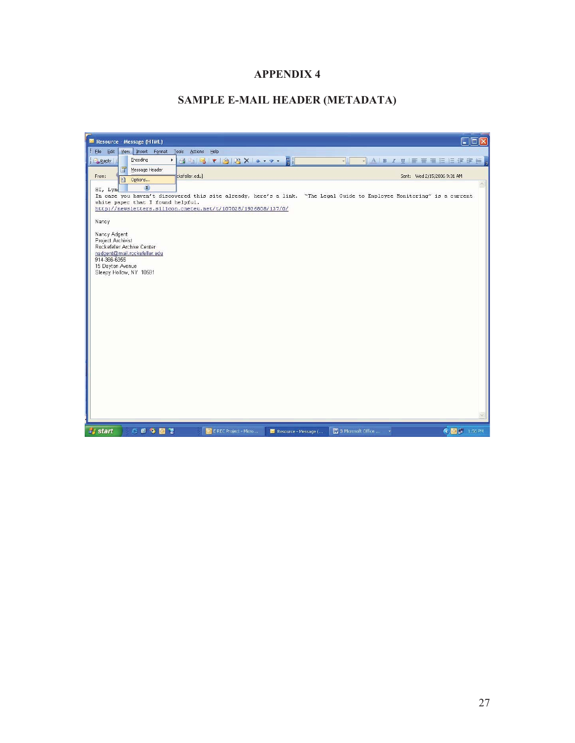# APPENDIX 4

## SAMPLE E-MAIL HEADER (METADATA)

Resource - Message (HTML)

File Edit View Insert Format Tools Actions Help

Reply | Encoding | Message Header | Options...

From: ckefeller.edu] Sent: Wed 2/15/2006 9:31 AM

HI, Lyn

In case you haven't discovered this site already, here's a link. "The Legal Guide to Employee Monitoring" is a current white paper that I found helpful.

http://newsletters.silicon.cnetcu.net/t/107026/1936806/137/0/

Nancy

Nancy Adgent
Project Archivist
Rockefeller Archive Center
nadgent@mail.rockefeller.edu
914-366-6355
15 Dayton Avenue
Sleepy Hollow, NY 10591

start | E-REC Project - Micro... | Resource - Message (... | 3 Microsoft Office ... | 1:56 PM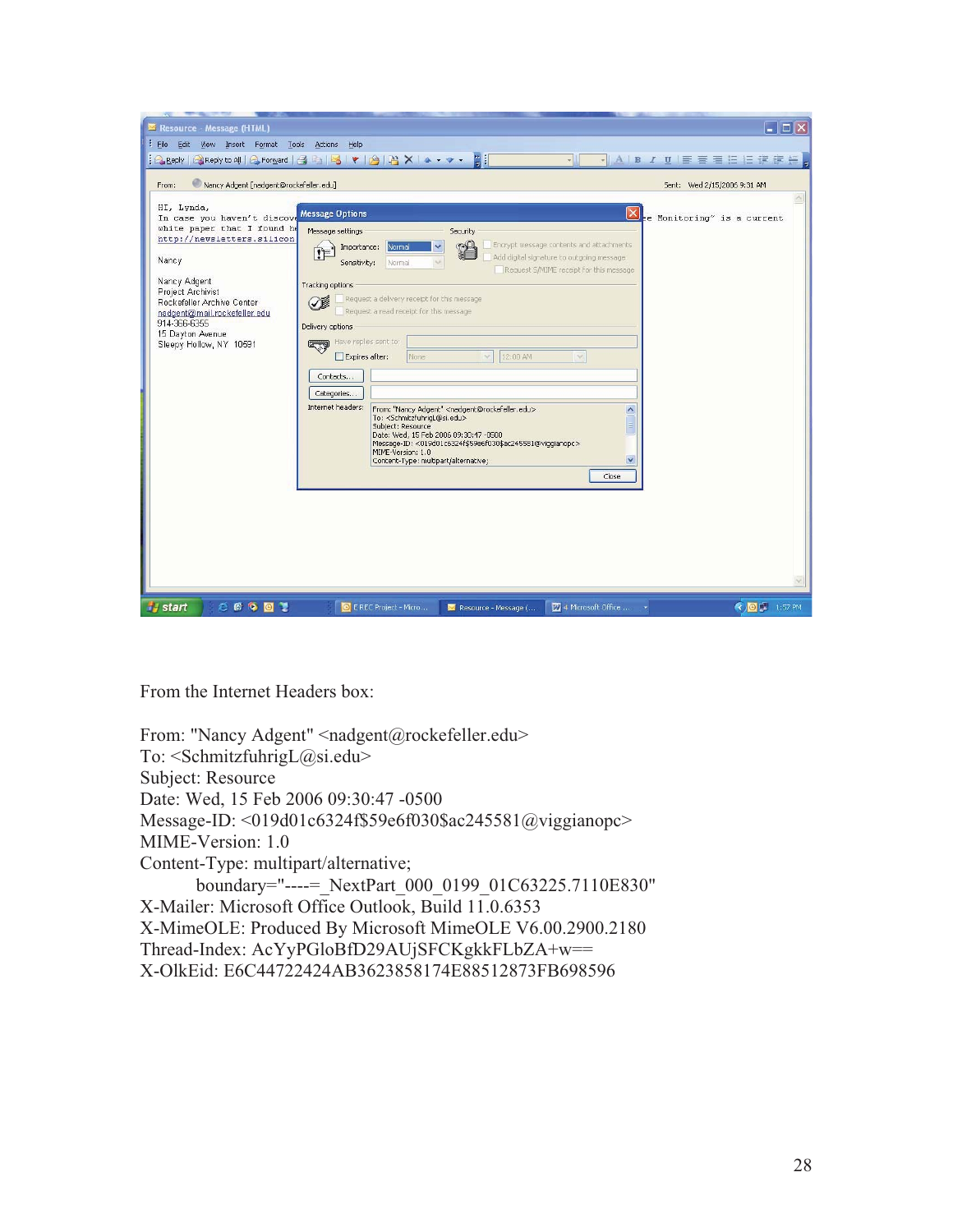From the Internet Headers box:

From: "Nancy Adgent" <nadgent@rockefeller.edu>
To: <SchmitzfuhrigL@si.edu>
Subject: Resource
Date: Wed, 15 Feb 2006 09:30:47 -0500
Message-ID: <019d01c6324f$59e6f030$ac245581@viggianopc>
MIME-Version: 1.0
Content-Type: multipart/alternative;
    boundary="----=_NextPart_000_0199_01C63225.7110E830"
X-Mailer: Microsoft Office Outlook, Build 11.0.6353
X-MimeOLE: Produced By Microsoft MimeOLE V6.00.2900.2180
Thread-Index: AcYyPGloBfD29AUjSFCKgkkFLbZA+w==
X-OlkEid: E6C44722424AB3623858174E88512873FB698596